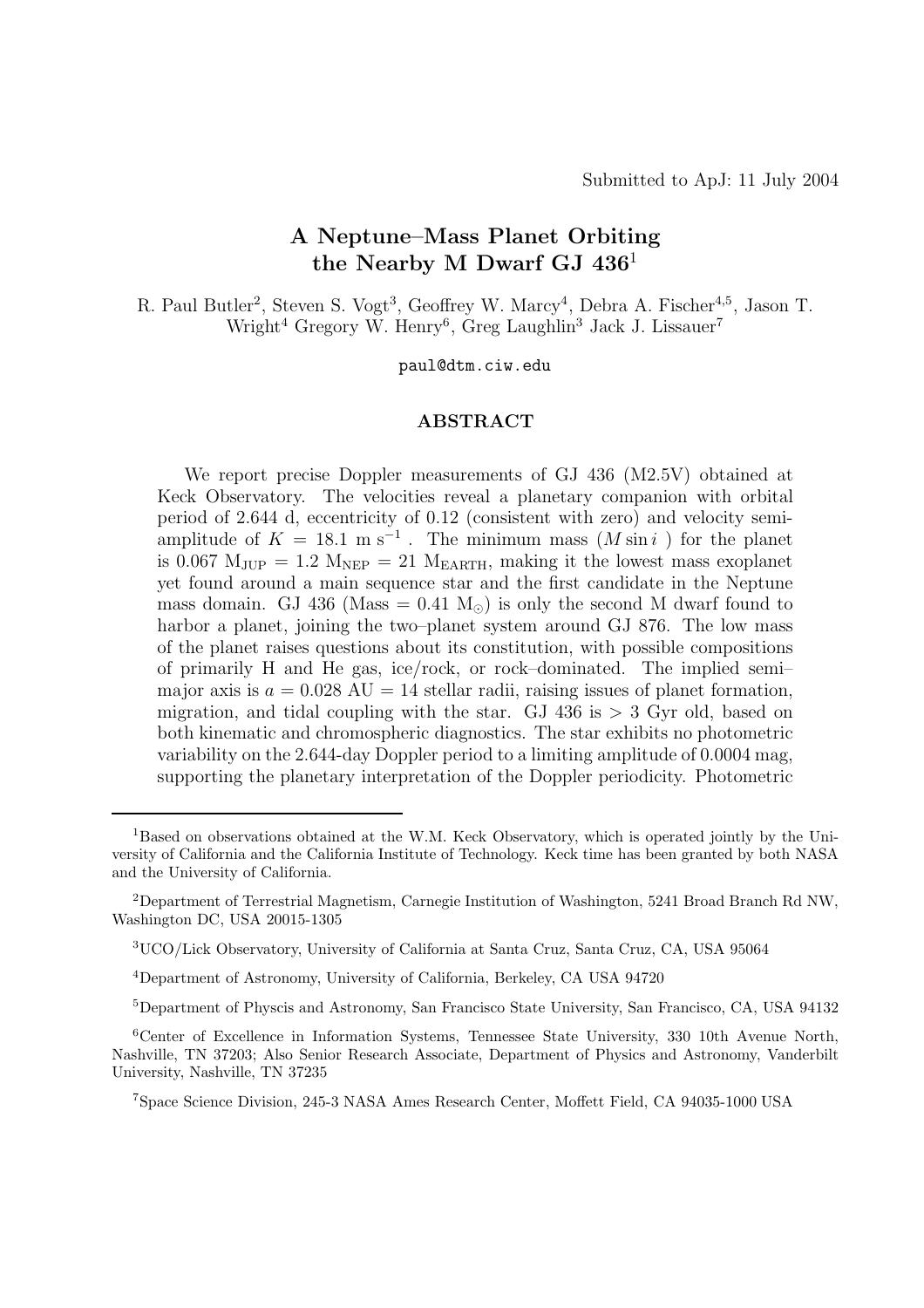Submitted to ApJ: 11 July 2004

# A Neptune–Mass Planet Orbiting the Nearby M Dwarf GJ 436[1]

R. Paul Butler[2], Steven S. Vogt[3], Geoffrey W. Marcy[4], Debra A. Fischer[4,5], Jason T. Wright[4] Gregory W. Henry[6], Greg Laughlin[3] Jack J. Lissauer[7]

paul@dtm.ciw.edu

## ABSTRACT

We report precise Doppler measurements of GJ 436 (M2.5V) obtained at Keck Observatory. The velocities reveal a planetary companion with orbital period of 2.644 d, eccentricity of 0.12 (consistent with zero) and velocity semi-amplitude of $K = 18.1$ m s$^{-1}$. The minimum mass ($M \sin i$) for the planet is 0.067 $M_{JUP}$ = 1.2 $M_{NEP}$ = 21 $M_{EARTH}$, making it the lowest mass exoplanet yet found around a main sequence star and the first candidate in the Neptune mass domain. GJ 436 (Mass = 0.41 $M_{\odot}$) is only the second M dwarf found to harbor a planet, joining the two–planet system around GJ 876. The low mass of the planet raises questions about its constitution, with possible compositions of primarily H and He gas, ice/rock, or rock–dominated. The implied semi–major axis is $a = 0.028$ AU = 14 stellar radii, raising issues of planet formation, migration, and tidal coupling with the star. GJ 436 is > 3 Gyr old, based on both kinematic and chromospheric diagnostics. The star exhibits no photometric variability on the 2.644-day Doppler period to a limiting amplitude of 0.0004 mag, supporting the planetary interpretation of the Doppler periodicity. Photometric

---

[1]Based on observations obtained at the W.M. Keck Observatory, which is operated jointly by the University of California and the California Institute of Technology. Keck time has been granted by both NASA and the University of California.

[2]Department of Terrestrial Magnetism, Carnegie Institution of Washington, 5241 Broad Branch Rd NW, Washington DC, USA 20015-1305

[3]UCO/Lick Observatory, University of California at Santa Cruz, Santa Cruz, CA, USA 95064

[4]Department of Astronomy, University of California, Berkeley, CA USA 94720

[5]Department of Physcis and Astronomy, San Francisco State University, San Francisco, CA, USA 94132

[6]Center of Excellence in Information Systems, Tennessee State University, 330 10th Avenue North, Nashville, TN 37203; Also Senior Research Associate, Department of Physics and Astronomy, Vanderbilt University, Nashville, TN 37235

[7]Space Science Division, 245-3 NASA Ames Research Center, Moffett Field, CA 94035-1000 USA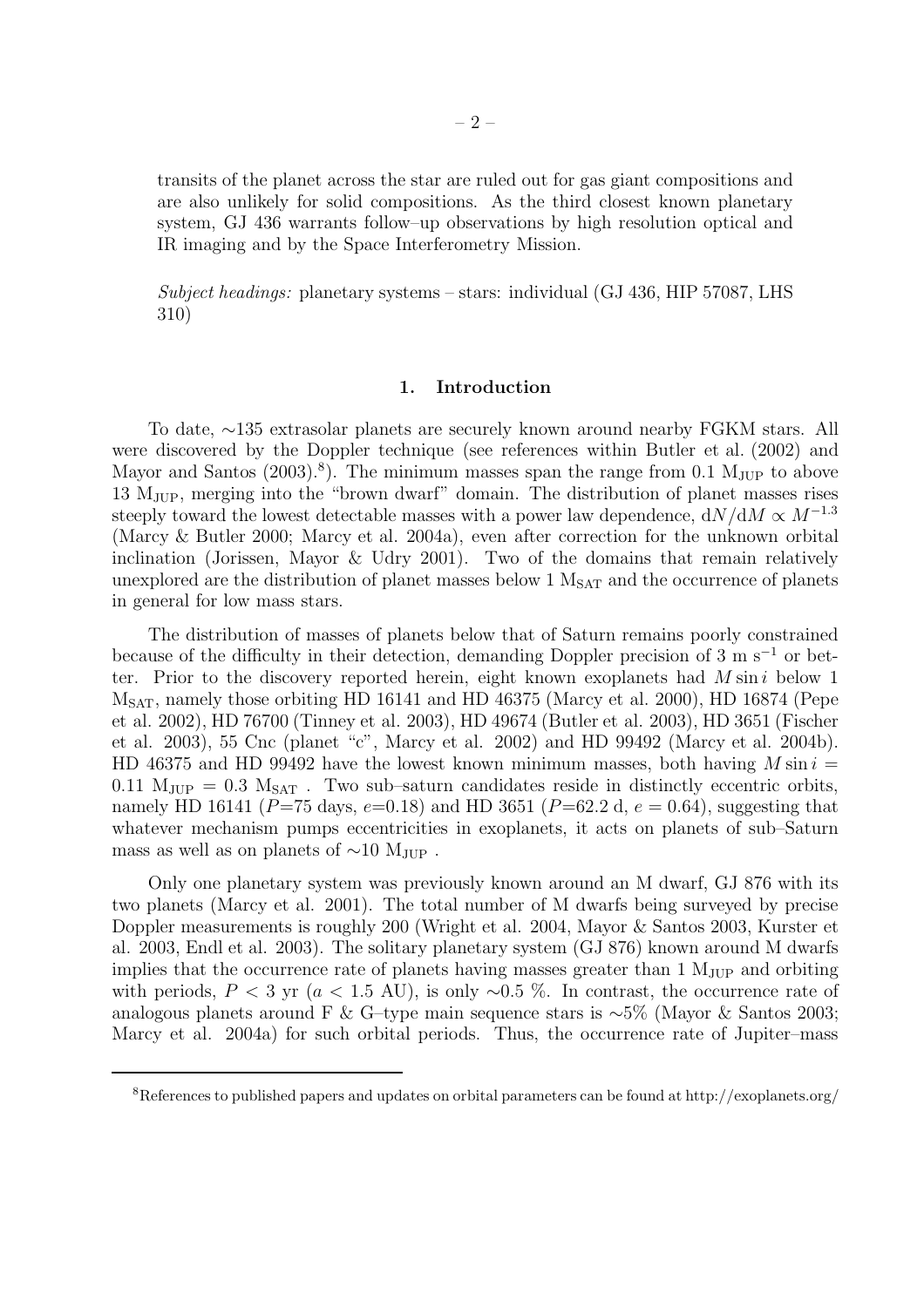transits of the planet across the star are ruled out for gas giant compositions and are also unlikely for solid compositions. As the third closest known planetary system, GJ 436 warrants follow–up observations by high resolution optical and IR imaging and by the Space Interferometry Mission.

*Subject headings:* planetary systems – stars: individual (GJ 436, HIP 57087, LHS 310)

## 1. Introduction

To date, ∼135 extrasolar planets are securely known around nearby FGKM stars. All were discovered by the Doppler technique (see references within Butler et al. (2002) and Mayor and Santos (2003).[8]). The minimum masses span the range from 0.1 $M_{JUP}$ to above 13 $M_{JUP}$, merging into the "brown dwarf" domain. The distribution of planet masses rises steeply toward the lowest detectable masses with a power law dependence, $dN/dM \propto M^{-1.3}$ (Marcy & Butler 2000; Marcy et al. 2004a), even after correction for the unknown orbital inclination (Jorissen, Mayor & Udry 2001). Two of the domains that remain relatively unexplored are the distribution of planet masses below 1 $M_{SAT}$ and the occurrence of planets in general for low mass stars.

The distribution of masses of planets below that of Saturn remains poorly constrained because of the difficulty in their detection, demanding Doppler precision of 3 m $s^{-1}$ or better. Prior to the discovery reported herein, eight known exoplanets had $M \sin i$ below 1 $M_{SAT}$, namely those orbiting HD 16141 and HD 46375 (Marcy et al. 2000), HD 16874 (Pepe et al. 2002), HD 76700 (Tinney et al. 2003), HD 49674 (Butler et al. 2003), HD 3651 (Fischer et al. 2003), 55 Cnc (planet "c", Marcy et al. 2002) and HD 99492 (Marcy et al. 2004b). HD 46375 and HD 99492 have the lowest known minimum masses, both having $M \sin i$ = 0.11 $M_{JUP}$ = 0.3 $M_{SAT}$ . Two sub–saturn candidates reside in distinctly eccentric orbits, namely HD 16141 ($P$=75 days, $e$=0.18) and HD 3651 ($P$=62.2 d, $e$ = 0.64), suggesting that whatever mechanism pumps eccentricities in exoplanets, it acts on planets of sub–Saturn mass as well as on planets of ∼10 $M_{JUP}$ .

Only one planetary system was previously known around an M dwarf, GJ 876 with its two planets (Marcy et al. 2001). The total number of M dwarfs being surveyed by precise Doppler measurements is roughly 200 (Wright et al. 2004, Mayor & Santos 2003, Kurster et al. 2003, Endl et al. 2003). The solitary planetary system (GJ 876) known around M dwarfs implies that the occurrence rate of planets having masses greater than 1 $M_{JUP}$ and orbiting with periods, $P$ < 3 yr ($a$ < 1.5 AU), is only ∼0.5 %. In contrast, the occurrence rate of analogous planets around F & G–type main sequence stars is ∼5% (Mayor & Santos 2003; Marcy et al. 2004a) for such orbital periods. Thus, the occurrence rate of Jupiter–mass

[8] References to published papers and updates on orbital parameters can be found at http://exoplanets.org/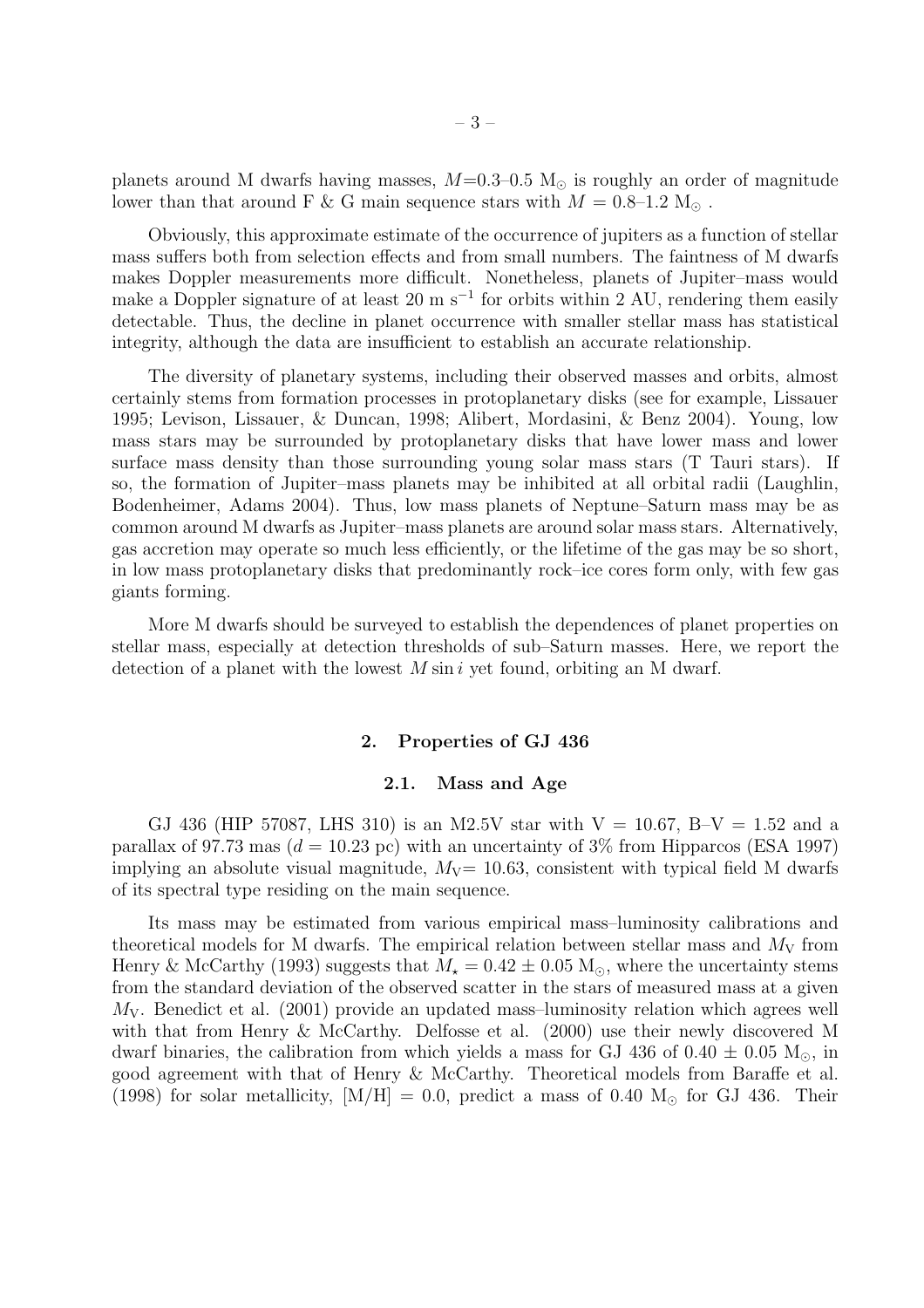planets around M dwarfs having masses, $M$=0.3–0.5 $M_\odot$ is roughly an order of magnitude lower than that around F & G main sequence stars with $M$ = 0.8–1.2 $M_\odot$ .

Obviously, this approximate estimate of the occurrence of jupiters as a function of stellar mass suffers both from selection effects and from small numbers. The faintness of M dwarfs makes Doppler measurements more difficult. Nonetheless, planets of Jupiter–mass would make a Doppler signature of at least 20 m s$^{-1}$ for orbits within 2 AU, rendering them easily detectable. Thus, the decline in planet occurrence with smaller stellar mass has statistical integrity, although the data are insufficient to establish an accurate relationship.

The diversity of planetary systems, including their observed masses and orbits, almost certainly stems from formation processes in protoplanetary disks (see for example, Lissauer 1995; Levison, Lissauer, & Duncan, 1998; Alibert, Mordasini, & Benz 2004). Young, low mass stars may be surrounded by protoplanetary disks that have lower mass and lower surface mass density than those surrounding young solar mass stars (T Tauri stars). If so, the formation of Jupiter–mass planets may be inhibited at all orbital radii (Laughlin, Bodenheimer, Adams 2004). Thus, low mass planets of Neptune–Saturn mass may be as common around M dwarfs as Jupiter–mass planets are around solar mass stars. Alternatively, gas accretion may operate so much less efficiently, or the lifetime of the gas may be so short, in low mass protoplanetary disks that predominantly rock–ice cores form only, with few gas giants forming.

More M dwarfs should be surveyed to establish the dependences of planet properties on stellar mass, especially at detection thresholds of sub–Saturn masses. Here, we report the detection of a planet with the lowest $M \sin i$ yet found, orbiting an M dwarf.

## 2. Properties of GJ 436

### 2.1. Mass and Age

GJ 436 (HIP 57087, LHS 310) is an M2.5V star with V = 10.67, B–V = 1.52 and a parallax of 97.73 mas ($d$ = 10.23 pc) with an uncertainty of 3% from Hipparcos (ESA 1997) implying an absolute visual magnitude, $M_V$= 10.63, consistent with typical field M dwarfs of its spectral type residing on the main sequence.

Its mass may be estimated from various empirical mass–luminosity calibrations and theoretical models for M dwarfs. The empirical relation between stellar mass and $M_V$ from Henry & McCarthy (1993) suggests that $M_\star = 0.42 \pm 0.05$ $M_\odot$, where the uncertainty stems from the standard deviation of the observed scatter in the stars of measured mass at a given $M_V$. Benedict et al. (2001) provide an updated mass–luminosity relation which agrees well with that from Henry & McCarthy. Delfosse et al. (2000) use their newly discovered M dwarf binaries, the calibration from which yields a mass for GJ 436 of 0.40 ± 0.05 $M_\odot$, in good agreement with that of Henry & McCarthy. Theoretical models from Baraffe et al. (1998) for solar metallicity, [M/H] = 0.0, predict a mass of 0.40 $M_\odot$ for GJ 436. Their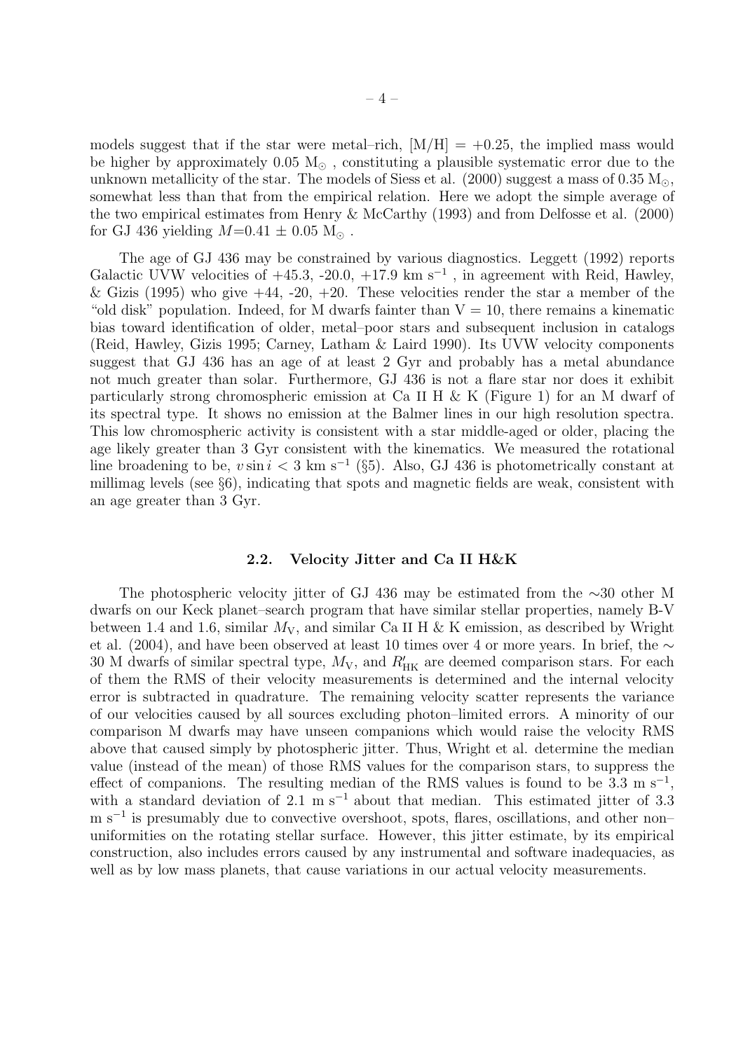models suggest that if the star were metal–rich, [M/H] = +0.25, the implied mass would be higher by approximately 0.05 $M_\odot$ , constituting a plausible systematic error due to the unknown metallicity of the star. The models of Siess et al. (2000) suggest a mass of 0.35 $M_\odot$, somewhat less than that from the empirical relation. Here we adopt the simple average of the two empirical estimates from Henry & McCarthy (1993) and from Delfosse et al. (2000) for GJ 436 yielding $M$=0.41 ± 0.05 $M_\odot$ .

The age of GJ 436 may be constrained by various diagnostics. Leggett (1992) reports Galactic UVW velocities of +45.3, -20.0, +17.9 km s$^{-1}$ , in agreement with Reid, Hawley, & Gizis (1995) who give +44, -20, +20. These velocities render the star a member of the "old disk" population. Indeed, for M dwarfs fainter than V = 10, there remains a kinematic bias toward identification of older, metal–poor stars and subsequent inclusion in catalogs (Reid, Hawley, Gizis 1995; Carney, Latham & Laird 1990). Its UVW velocity components suggest that GJ 436 has an age of at least 2 Gyr and probably has a metal abundance not much greater than solar. Furthermore, GJ 436 is not a flare star nor does it exhibit particularly strong chromospheric emission at Ca II H & K (Figure 1) for an M dwarf of its spectral type. It shows no emission at the Balmer lines in our high resolution spectra. This low chromospheric activity is consistent with a star middle-aged or older, placing the age likely greater than 3 Gyr consistent with the kinematics. We measured the rotational line broadening to be, $v \sin i$ < 3 km s$^{-1}$ (§5). Also, GJ 436 is photometrically constant at millimag levels (see §6), indicating that spots and magnetic fields are weak, consistent with an age greater than 3 Gyr.

### 2.2. Velocity Jitter and Ca II H&K

The photospheric velocity jitter of GJ 436 may be estimated from the ∼30 other M dwarfs on our Keck planet–search program that have similar stellar properties, namely B-V between 1.4 and 1.6, similar $M_\mathrm{V}$, and similar Ca II H & K emission, as described by Wright et al. (2004), and have been observed at least 10 times over 4 or more years. In brief, the ∼ 30 M dwarfs of similar spectral type, $M_\mathrm{V}$, and $R'_\mathrm{HK}$ are deemed comparison stars. For each of them the RMS of their velocity measurements is determined and the internal velocity error is subtracted in quadrature. The remaining velocity scatter represents the variance of our velocities caused by all sources excluding photon–limited errors. A minority of our comparison M dwarfs may have unseen companions which would raise the velocity RMS above that caused simply by photospheric jitter. Thus, Wright et al. determine the median value (instead of the mean) of those RMS values for the comparison stars, to suppress the effect of companions. The resulting median of the RMS values is found to be 3.3 m s$^{-1}$, with a standard deviation of 2.1 m s$^{-1}$ about that median. This estimated jitter of 3.3 m s$^{-1}$ is presumably due to convective overshoot, spots, flares, oscillations, and other non–uniformities on the rotating stellar surface. However, this jitter estimate, by its empirical construction, also includes errors caused by any instrumental and software inadequacies, as well as by low mass planets, that cause variations in our actual velocity measurements.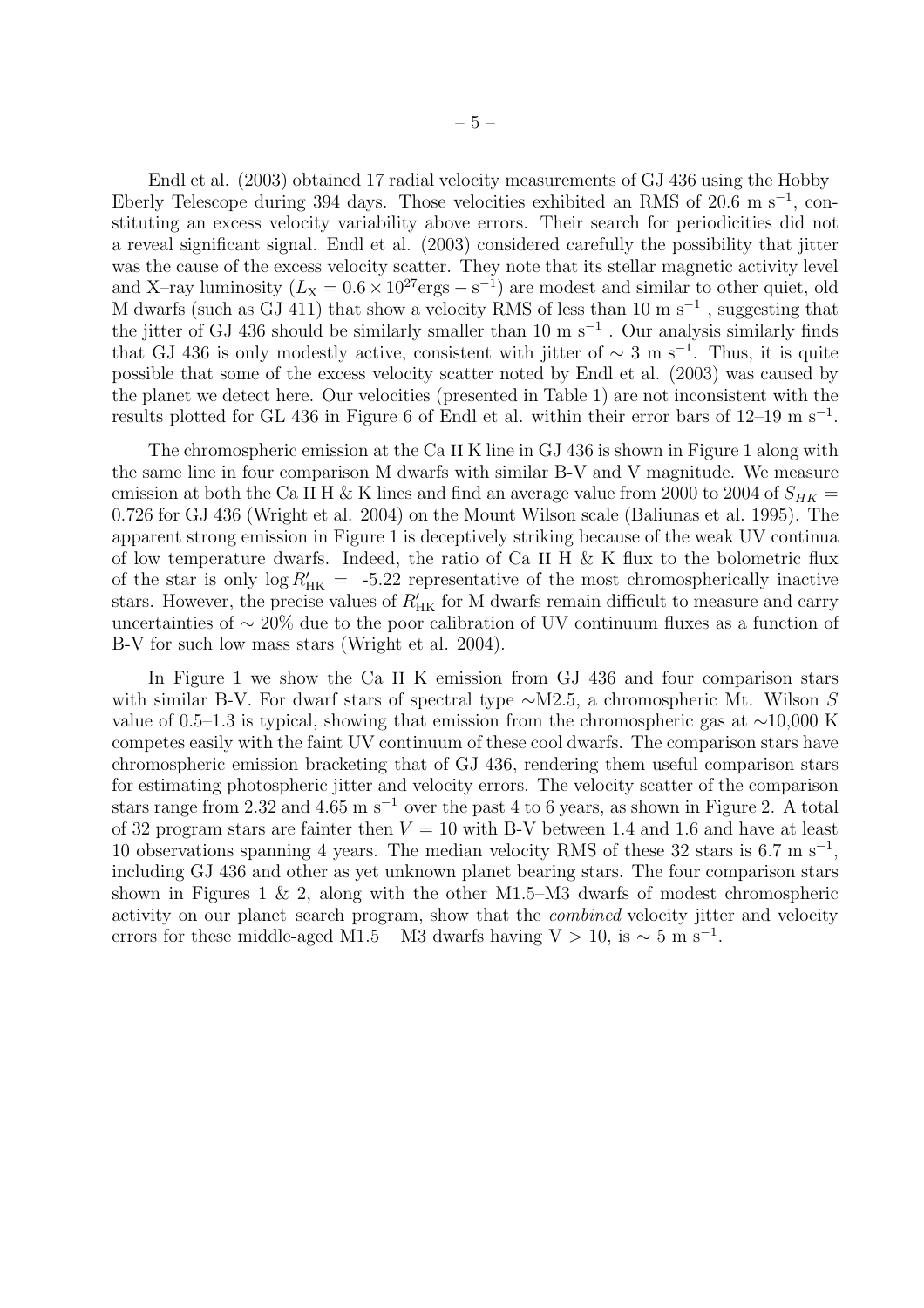Endl et al. (2003) obtained 17 radial velocity measurements of GJ 436 using the Hobby–Eberly Telescope during 394 days. Those velocities exhibited an RMS of 20.6 m s$^{-1}$, constituting an excess velocity variability above errors. Their search for periodicities did not a reveal significant signal. Endl et al. (2003) considered carefully the possibility that jitter was the cause of the excess velocity scatter. They note that its stellar magnetic activity level and X–ray luminosity ($L_X = 0.6 \times 10^{27}$ergs $-$ s$^{-1}$) are modest and similar to other quiet, old M dwarfs (such as GJ 411) that show a velocity RMS of less than 10 m s$^{-1}$ , suggesting that the jitter of GJ 436 should be similarly smaller than 10 m s$^{-1}$ . Our analysis similarly finds that GJ 436 is only modestly active, consistent with jitter of $\sim$ 3 m s$^{-1}$. Thus, it is quite possible that some of the excess velocity scatter noted by Endl et al. (2003) was caused by the planet we detect here. Our velocities (presented in Table 1) are not inconsistent with the results plotted for GL 436 in Figure 6 of Endl et al. within their error bars of 12–19 m s$^{-1}$.

The chromospheric emission at the Ca II K line in GJ 436 is shown in Figure 1 along with the same line in four comparison M dwarfs with similar B-V and V magnitude. We measure emission at both the Ca II H & K lines and find an average value from 2000 to 2004 of $S_{HK} =$ 0.726 for GJ 436 (Wright et al. 2004) on the Mount Wilson scale (Baliunas et al. 1995). The apparent strong emission in Figure 1 is deceptively striking because of the weak UV continua of low temperature dwarfs. Indeed, the ratio of Ca II H & K flux to the bolometric flux of the star is only $\log R'_{\rm HK} =$ -5.22 representative of the most chromospherically inactive stars. However, the precise values of $R'_{\rm HK}$ for M dwarfs remain difficult to measure and carry uncertainties of $\sim$ 20% due to the poor calibration of UV continuum fluxes as a function of B-V for such low mass stars (Wright et al. 2004).

In Figure 1 we show the Ca II K emission from GJ 436 and four comparison stars with similar B-V. For dwarf stars of spectral type $\sim$M2.5, a chromospheric Mt. Wilson $S$ value of 0.5–1.3 is typical, showing that emission from the chromospheric gas at $\sim$10,000 K competes easily with the faint UV continuum of these cool dwarfs. The comparison stars have chromospheric emission bracketing that of GJ 436, rendering them useful comparison stars for estimating photospheric jitter and velocity errors. The velocity scatter of the comparison stars range from 2.32 and 4.65 m s$^{-1}$ over the past 4 to 6 years, as shown in Figure 2. A total of 32 program stars are fainter then $V = 10$ with B-V between 1.4 and 1.6 and have at least 10 observations spanning 4 years. The median velocity RMS of these 32 stars is 6.7 m s$^{-1}$, including GJ 436 and other as yet unknown planet bearing stars. The four comparison stars shown in Figures 1 & 2, along with the other M1.5–M3 dwarfs of modest chromospheric activity on our planet–search program, show that the *combined* velocity jitter and velocity errors for these middle-aged M1.5 – M3 dwarfs having V > 10, is $\sim$ 5 m s$^{-1}$.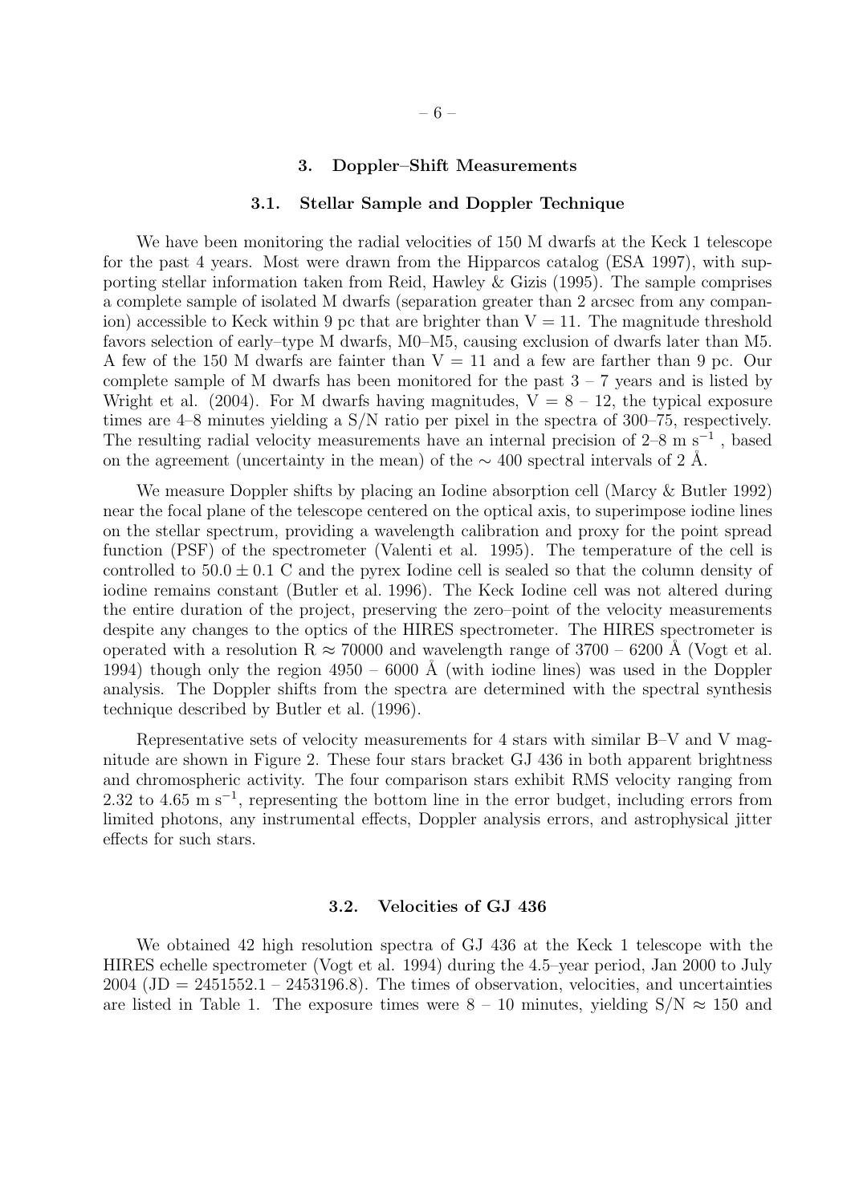## 3. Doppler–Shift Measurements

### 3.1. Stellar Sample and Doppler Technique

We have been monitoring the radial velocities of 150 M dwarfs at the Keck 1 telescope for the past 4 years. Most were drawn from the Hipparcos catalog (ESA 1997), with supporting stellar information taken from Reid, Hawley & Gizis (1995). The sample comprises a complete sample of isolated M dwarfs (separation greater than 2 arcsec from any companion) accessible to Keck within 9 pc that are brighter than V = 11. The magnitude threshold favors selection of early–type M dwarfs, M0–M5, causing exclusion of dwarfs later than M5. A few of the 150 M dwarfs are fainter than V = 11 and a few are farther than 9 pc. Our complete sample of M dwarfs has been monitored for the past 3 – 7 years and is listed by Wright et al. (2004). For M dwarfs having magnitudes, V = 8 – 12, the typical exposure times are 4–8 minutes yielding a S/N ratio per pixel in the spectra of 300–75, respectively. The resulting radial velocity measurements have an internal precision of 2–8 m s$^{-1}$ , based on the agreement (uncertainty in the mean) of the $\sim$ 400 spectral intervals of 2 Å.

We measure Doppler shifts by placing an Iodine absorption cell (Marcy & Butler 1992) near the focal plane of the telescope centered on the optical axis, to superimpose iodine lines on the stellar spectrum, providing a wavelength calibration and proxy for the point spread function (PSF) of the spectrometer (Valenti et al. 1995). The temperature of the cell is controlled to $50.0 \pm 0.1$ C and the pyrex Iodine cell is sealed so that the column density of iodine remains constant (Butler et al. 1996). The Keck Iodine cell was not altered during the entire duration of the project, preserving the zero–point of the velocity measurements despite any changes to the optics of the HIRES spectrometer. The HIRES spectrometer is operated with a resolution R $\approx$ 70000 and wavelength range of 3700 – 6200 Å (Vogt et al. 1994) though only the region 4950 – 6000 Å (with iodine lines) was used in the Doppler analysis. The Doppler shifts from the spectra are determined with the spectral synthesis technique described by Butler et al. (1996).

Representative sets of velocity measurements for 4 stars with similar B–V and V magnitude are shown in Figure 2. These four stars bracket GJ 436 in both apparent brightness and chromospheric activity. The four comparison stars exhibit RMS velocity ranging from 2.32 to 4.65 m s$^{-1}$, representing the bottom line in the error budget, including errors from limited photons, any instrumental effects, Doppler analysis errors, and astrophysical jitter effects for such stars.

### 3.2. Velocities of GJ 436

We obtained 42 high resolution spectra of GJ 436 at the Keck 1 telescope with the HIRES echelle spectrometer (Vogt et al. 1994) during the 4.5–year period, Jan 2000 to July 2004 (JD = 2451552.1 – 2453196.8). The times of observation, velocities, and uncertainties are listed in Table 1. The exposure times were 8 – 10 minutes, yielding S/N $\approx$ 150 and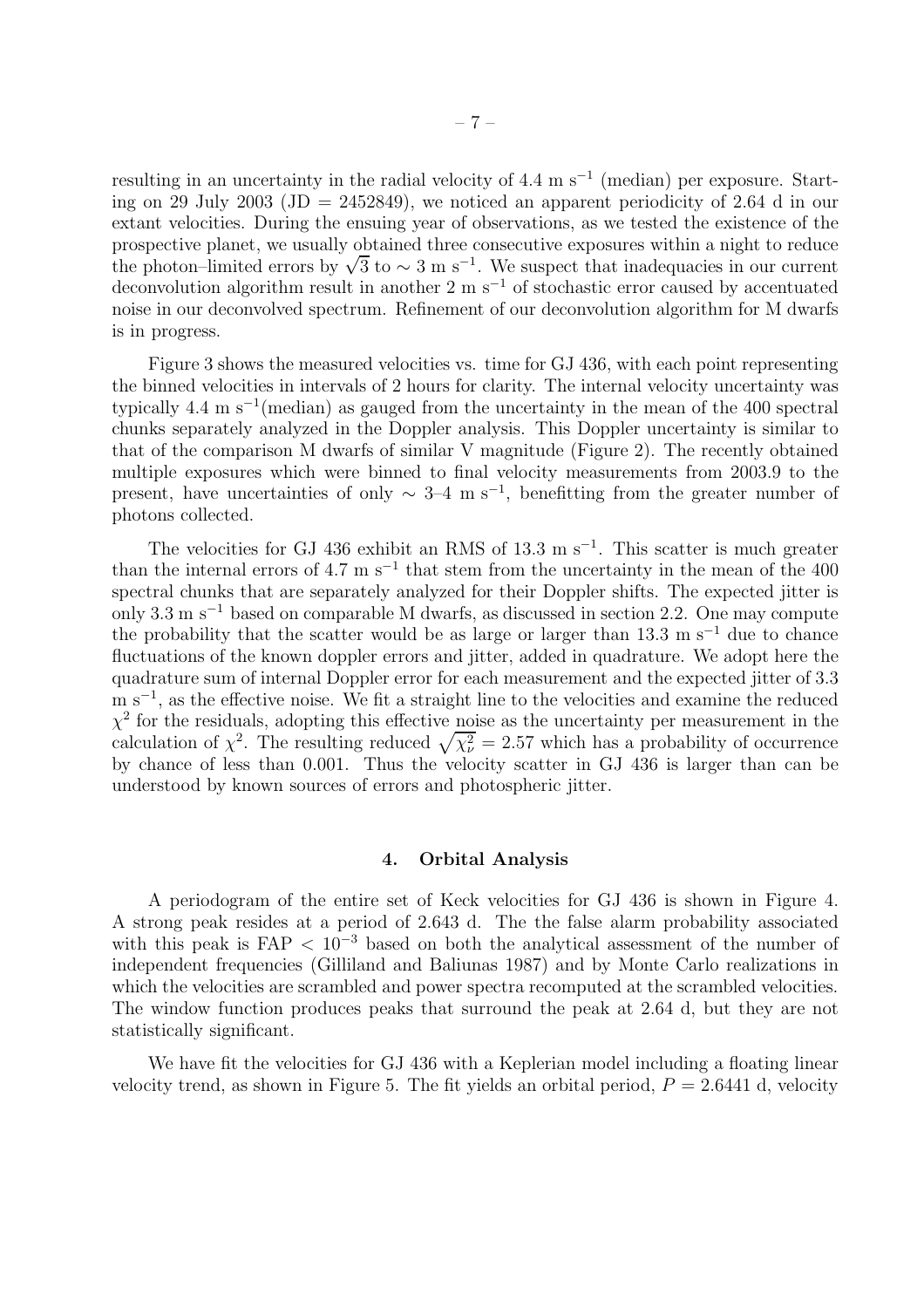resulting in an uncertainty in the radial velocity of 4.4 m s$^{-1}$ (median) per exposure. Starting on 29 July 2003 (JD = 2452849), we noticed an apparent periodicity of 2.64 d in our extant velocities. During the ensuing year of observations, as we tested the existence of the prospective planet, we usually obtained three consecutive exposures within a night to reduce the photon–limited errors by $\sqrt{3}$ to $\sim 3$ m s$^{-1}$. We suspect that inadequacies in our current deconvolution algorithm result in another 2 m s$^{-1}$ of stochastic error caused by accentuated noise in our deconvolved spectrum. Refinement of our deconvolution algorithm for M dwarfs is in progress.

Figure 3 shows the measured velocities vs. time for GJ 436, with each point representing the binned velocities in intervals of 2 hours for clarity. The internal velocity uncertainty was typically 4.4 m s$^{-1}$(median) as gauged from the uncertainty in the mean of the 400 spectral chunks separately analyzed in the Doppler analysis. This Doppler uncertainty is similar to that of the comparison M dwarfs of similar V magnitude (Figure 2). The recently obtained multiple exposures which were binned to final velocity measurements from 2003.9 to the present, have uncertainties of only $\sim$ 3–4 m s$^{-1}$, benefitting from the greater number of photons collected.

The velocities for GJ 436 exhibit an RMS of 13.3 m s$^{-1}$. This scatter is much greater than the internal errors of 4.7 m s$^{-1}$ that stem from the uncertainty in the mean of the 400 spectral chunks that are separately analyzed for their Doppler shifts. The expected jitter is only 3.3 m s$^{-1}$ based on comparable M dwarfs, as discussed in section 2.2. One may compute the probability that the scatter would be as large or larger than 13.3 m s$^{-1}$ due to chance fluctuations of the known doppler errors and jitter, added in quadrature. We adopt here the quadrature sum of internal Doppler error for each measurement and the expected jitter of 3.3 m s$^{-1}$, as the effective noise. We fit a straight line to the velocities and examine the reduced $\chi^2$ for the residuals, adopting this effective noise as the uncertainty per measurement in the calculation of $\chi^2$. The resulting reduced $\sqrt{\chi^2_\nu} = 2.57$ which has a probability of occurrence by chance of less than 0.001. Thus the velocity scatter in GJ 436 is larger than can be understood by known sources of errors and photospheric jitter.

## 4. Orbital Analysis

A periodogram of the entire set of Keck velocities for GJ 436 is shown in Figure 4. A strong peak resides at a period of 2.643 d. The the false alarm probability associated with this peak is FAP $< 10^{-3}$ based on both the analytical assessment of the number of independent frequencies (Gilliland and Baliunas 1987) and by Monte Carlo realizations in which the velocities are scrambled and power spectra recomputed at the scrambled velocities. The window function produces peaks that surround the peak at 2.64 d, but they are not statistically significant.

We have fit the velocities for GJ 436 with a Keplerian model including a floating linear velocity trend, as shown in Figure 5. The fit yields an orbital period, $P = 2.6441$ d, velocity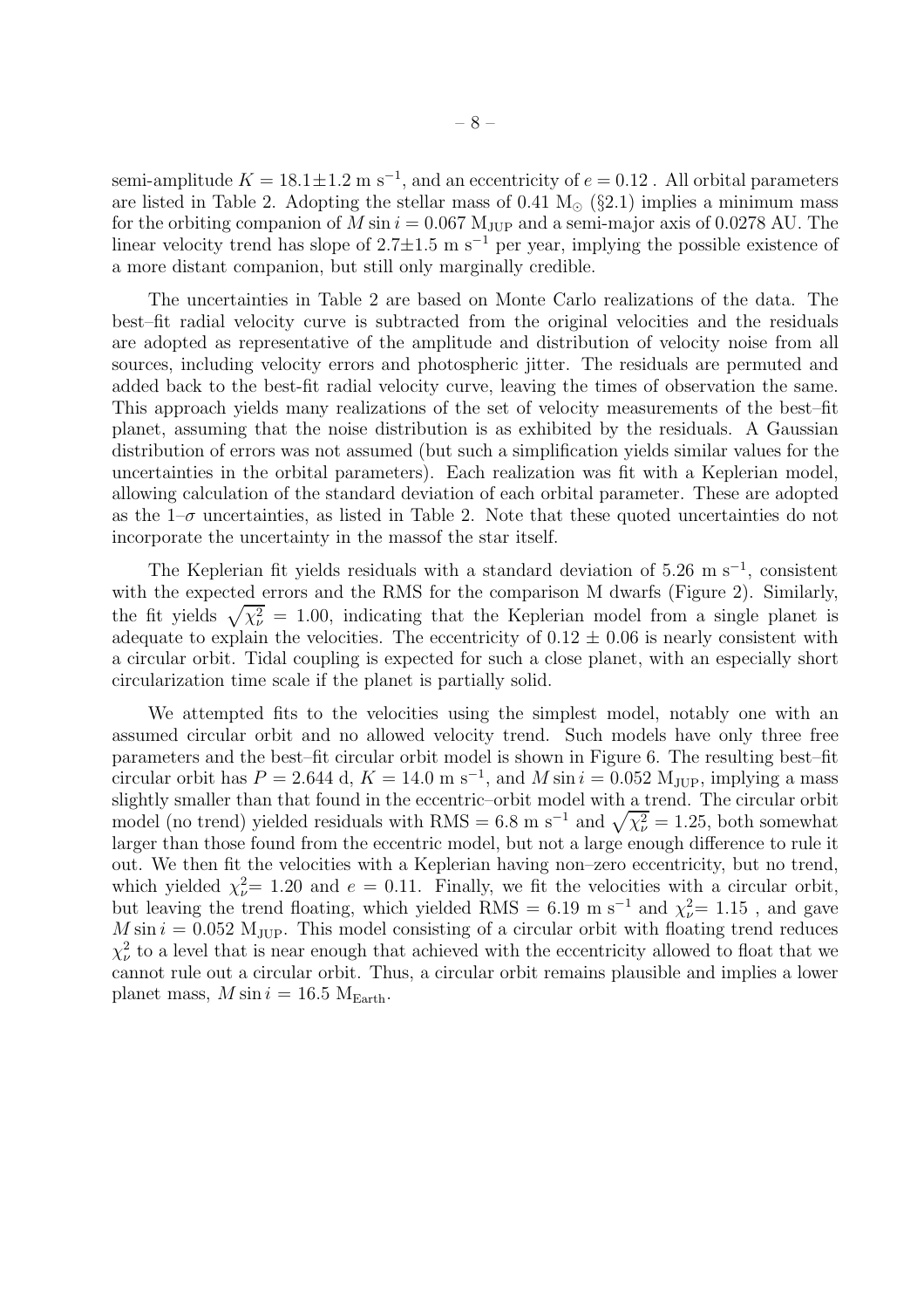semi-amplitude $K = 18.1 \pm 1.2$ m s$^{-1}$, and an eccentricity of $e = 0.12$ . All orbital parameters are listed in Table 2. Adopting the stellar mass of 0.41 M$_\odot$ (§2.1) implies a minimum mass for the orbiting companion of $M \sin i = 0.067$ M$_{\rm JUP}$ and a semi-major axis of 0.0278 AU. The linear velocity trend has slope of $2.7 \pm 1.5$ m s$^{-1}$ per year, implying the possible existence of a more distant companion, but still only marginally credible.

The uncertainties in Table 2 are based on Monte Carlo realizations of the data. The best–fit radial velocity curve is subtracted from the original velocities and the residuals are adopted as representative of the amplitude and distribution of velocity noise from all sources, including velocity errors and photospheric jitter. The residuals are permuted and added back to the best-fit radial velocity curve, leaving the times of observation the same. This approach yields many realizations of the set of velocity measurements of the best–fit planet, assuming that the noise distribution is as exhibited by the residuals. A Gaussian distribution of errors was not assumed (but such a simplification yields similar values for the uncertainties in the orbital parameters). Each realization was fit with a Keplerian model, allowing calculation of the standard deviation of each orbital parameter. These are adopted as the 1–$\sigma$ uncertainties, as listed in Table 2. Note that these quoted uncertainties do not incorporate the uncertainty in the massof the star itself.

The Keplerian fit yields residuals with a standard deviation of 5.26 m s$^{-1}$, consistent with the expected errors and the RMS for the comparison M dwarfs (Figure 2). Similarly, the fit yields $\sqrt{\chi^2_\nu} = 1.00$, indicating that the Keplerian model from a single planet is adequate to explain the velocities. The eccentricity of $0.12 \pm 0.06$ is nearly consistent with a circular orbit. Tidal coupling is expected for such a close planet, with an especially short circularization time scale if the planet is partially solid.

We attempted fits to the velocities using the simplest model, notably one with an assumed circular orbit and no allowed velocity trend. Such models have only three free parameters and the best–fit circular orbit model is shown in Figure 6. The resulting best–fit circular orbit has $P = 2.644$ d, $K = 14.0$ m s$^{-1}$, and $M \sin i = 0.052$ M$_{\rm JUP}$, implying a mass slightly smaller than that found in the eccentric–orbit model with a trend. The circular orbit model (no trend) yielded residuals with RMS = 6.8 m s$^{-1}$ and $\sqrt{\chi^2_\nu} = 1.25$, both somewhat larger than those found from the eccentric model, but not a large enough difference to rule it out. We then fit the velocities with a Keplerian having non–zero eccentricity, but no trend, which yielded $\chi^2_\nu$= 1.20 and $e = 0.11$. Finally, we fit the velocities with a circular orbit, but leaving the trend floating, which yielded RMS = 6.19 m s$^{-1}$ and $\chi^2_\nu$= 1.15 , and gave $M \sin i = 0.052$ M$_{\rm JUP}$. This model consisting of a circular orbit with floating trend reduces $\chi^2_\nu$ to a level that is near enough that achieved with the eccentricity allowed to float that we cannot rule out a circular orbit. Thus, a circular orbit remains plausible and implies a lower planet mass, $M \sin i = 16.5$ M$_{\rm Earth}$.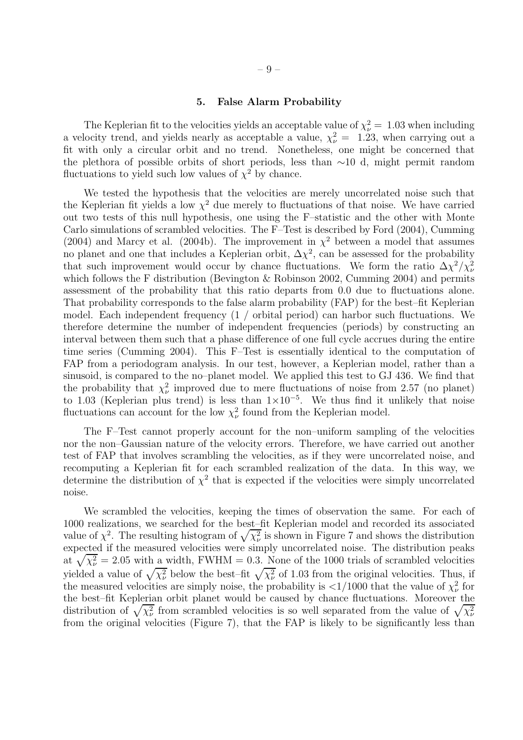## 5. False Alarm Probability

The Keplerian fit to the velocities yields an acceptable value of $\chi_\nu^2 = 1.03$ when including a velocity trend, and yields nearly as acceptable a value, $\chi_\nu^2 = 1.23$, when carrying out a fit with only a circular orbit and no trend. Nonetheless, one might be concerned that the plethora of possible orbits of short periods, less than $\sim$10 d, might permit random fluctuations to yield such low values of $\chi^2$ by chance.

We tested the hypothesis that the velocities are merely uncorrelated noise such that the Keplerian fit yields a low $\chi^2$ due merely to fluctuations of that noise. We have carried out two tests of this null hypothesis, one using the F–statistic and the other with Monte Carlo simulations of scrambled velocities. The F–Test is described by Ford (2004), Cumming (2004) and Marcy et al. (2004b). The improvement in $\chi^2$ between a model that assumes no planet and one that includes a Keplerian orbit, $\Delta\chi^2$, can be assessed for the probability that such improvement would occur by chance fluctuations. We form the ratio $\Delta\chi^2/\chi_\nu^2$ which follows the F distribution (Bevington & Robinson 2002, Cumming 2004) and permits assessment of the probability that this ratio departs from 0.0 due to fluctuations alone. That probability corresponds to the false alarm probability (FAP) for the best–fit Keplerian model. Each independent frequency (1 / orbital period) can harbor such fluctuations. We therefore determine the number of independent frequencies (periods) by constructing an interval between them such that a phase difference of one full cycle accrues during the entire time series (Cumming 2004). This F–Test is essentially identical to the computation of FAP from a periodogram analysis. In our test, however, a Keplerian model, rather than a sinusoid, is compared to the no–planet model. We applied this test to GJ 436. We find that the probability that $\chi_\nu^2$ improved due to mere fluctuations of noise from 2.57 (no planet) to 1.03 (Keplerian plus trend) is less than $1\times10^{-5}$. We thus find it unlikely that noise fluctuations can account for the low $\chi_\nu^2$ found from the Keplerian model.

The F–Test cannot properly account for the non–uniform sampling of the velocities nor the non–Gaussian nature of the velocity errors. Therefore, we have carried out another test of FAP that involves scrambling the velocities, as if they were uncorrelated noise, and recomputing a Keplerian fit for each scrambled realization of the data. In this way, we determine the distribution of $\chi^2$ that is expected if the velocities were simply uncorrelated noise.

We scrambled the velocities, keeping the times of observation the same. For each of 1000 realizations, we searched for the best–fit Keplerian model and recorded its associated value of $\chi^2$. The resulting histogram of $\sqrt{\chi_\nu^2}$ is shown in Figure 7 and shows the distribution expected if the measured velocities were simply uncorrelated noise. The distribution peaks at $\sqrt{\chi_\nu^2} = 2.05$ with a width, FWHM = 0.3. None of the 1000 trials of scrambled velocities yielded a value of $\sqrt{\chi_\nu^2}$ below the best–fit $\sqrt{\chi_\nu^2}$ of 1.03 from the original velocities. Thus, if the measured velocities are simply noise, the probability is $<1/1000$ that the value of $\chi_\nu^2$ for the best–fit Keplerian orbit planet would be caused by chance fluctuations. Moreover the distribution of $\sqrt{\chi_\nu^2}$ from scrambled velocities is so well separated from the value of $\sqrt{\chi_\nu^2}$ from the original velocities (Figure 7), that the FAP is likely to be significantly less than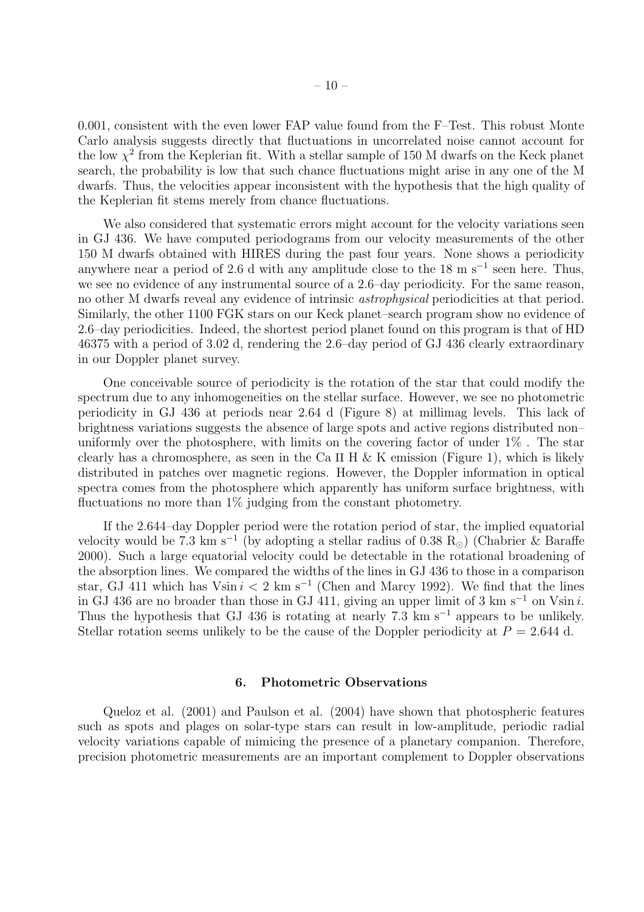0.001, consistent with the even lower FAP value found from the F–Test. This robust Monte Carlo analysis suggests directly that fluctuations in uncorrelated noise cannot account for the low $\chi^2$ from the Keplerian fit. With a stellar sample of 150 M dwarfs on the Keck planet search, the probability is low that such chance fluctuations might arise in any one of the M dwarfs. Thus, the velocities appear inconsistent with the hypothesis that the high quality of the Keplerian fit stems merely from chance fluctuations.

We also considered that systematic errors might account for the velocity variations seen in GJ 436. We have computed periodograms from our velocity measurements of the other 150 M dwarfs obtained with HIRES during the past four years. None shows a periodicity anywhere near a period of 2.6 d with any amplitude close to the 18 m s$^{-1}$ seen here. Thus, we see no evidence of any instrumental source of a 2.6–day periodicity. For the same reason, no other M dwarfs reveal any evidence of intrinsic *astrophysical* periodicities at that period. Similarly, the other 1100 FGK stars on our Keck planet–search program show no evidence of 2.6–day periodicities. Indeed, the shortest period planet found on this program is that of HD 46375 with a period of 3.02 d, rendering the 2.6–day period of GJ 436 clearly extraordinary in our Doppler planet survey.

One conceivable source of periodicity is the rotation of the star that could modify the spectrum due to any inhomogeneities on the stellar surface. However, we see no photometric periodicity in GJ 436 at periods near 2.64 d (Figure 8) at millimag levels. This lack of brightness variations suggests the absence of large spots and active regions distributed non–uniformly over the photosphere, with limits on the covering factor of under 1% . The star clearly has a chromosphere, as seen in the Ca II H & K emission (Figure 1), which is likely distributed in patches over magnetic regions. However, the Doppler information in optical spectra comes from the photosphere which apparently has uniform surface brightness, with fluctuations no more than 1% judging from the constant photometry.

If the 2.644–day Doppler period were the rotation period of star, the implied equatorial velocity would be 7.3 km s$^{-1}$ (by adopting a stellar radius of 0.38 $R_\odot$) (Chabrier & Baraffe 2000). Such a large equatorial velocity could be detectable in the rotational broadening of the absorption lines. We compared the widths of the lines in GJ 436 to those in a comparison star, GJ 411 which has $V\sin i < 2$ km s$^{-1}$ (Chen and Marcy 1992). We find that the lines in GJ 436 are no broader than those in GJ 411, giving an upper limit of 3 km s$^{-1}$ on $V\sin i$. Thus the hypothesis that GJ 436 is rotating at nearly 7.3 km s$^{-1}$ appears to be unlikely. Stellar rotation seems unlikely to be the cause of the Doppler periodicity at $P = 2.644$ d.

## 6. Photometric Observations

Queloz et al. (2001) and Paulson et al. (2004) have shown that photospheric features such as spots and plages on solar-type stars can result in low-amplitude, periodic radial velocity variations capable of mimicing the presence of a planetary companion. Therefore, precision photometric measurements are an important complement to Doppler observations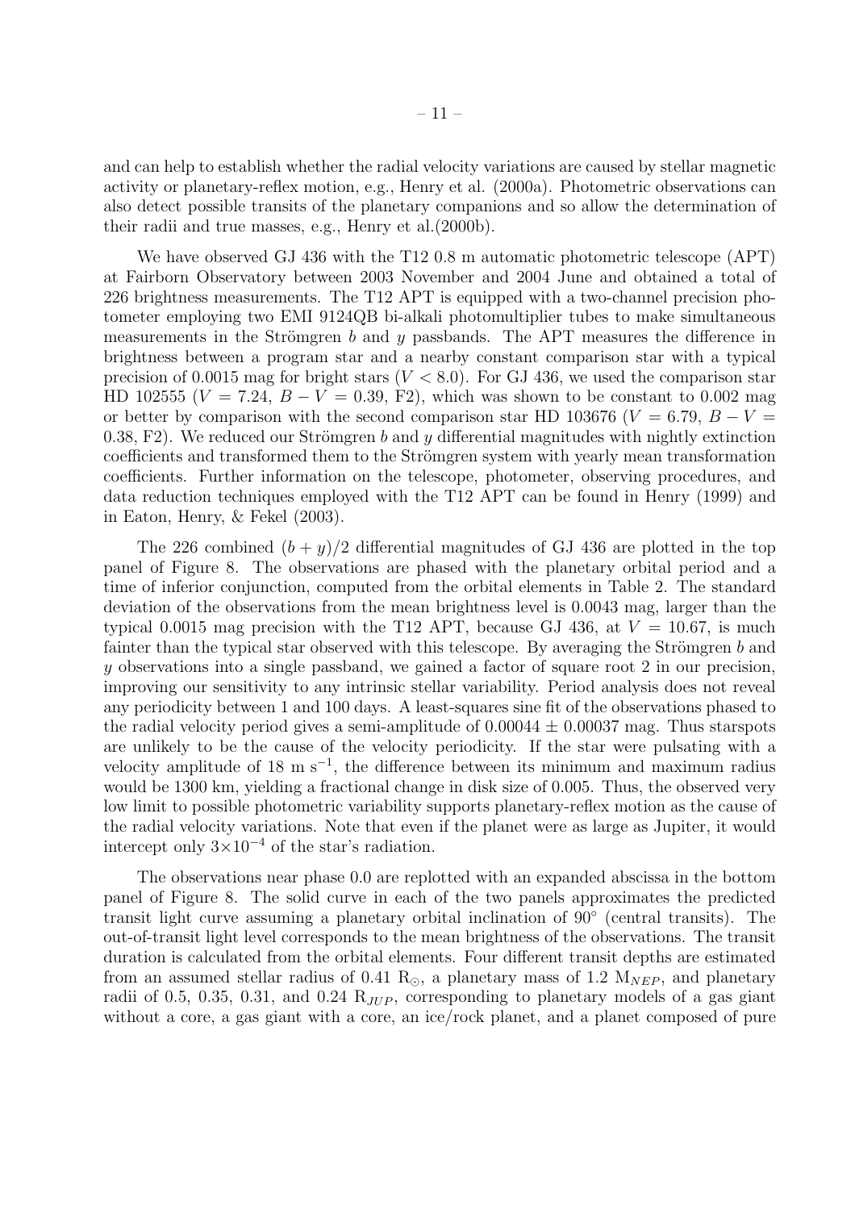and can help to establish whether the radial velocity variations are caused by stellar magnetic activity or planetary-reflex motion, e.g., Henry et al. (2000a). Photometric observations can also detect possible transits of the planetary companions and so allow the determination of their radii and true masses, e.g., Henry et al.(2000b).

We have observed GJ 436 with the T12 0.8 m automatic photometric telescope (APT) at Fairborn Observatory between 2003 November and 2004 June and obtained a total of 226 brightness measurements. The T12 APT is equipped with a two-channel precision photometer employing two EMI 9124QB bi-alkali photomultiplier tubes to make simultaneous measurements in the Strömgren $b$ and $y$ passbands. The APT measures the difference in brightness between a program star and a nearby constant comparison star with a typical precision of 0.0015 mag for bright stars ($V < 8.0$). For GJ 436, we used the comparison star HD 102555 ($V = 7.24$, $B - V = 0.39$, F2), which was shown to be constant to 0.002 mag or better by comparison with the second comparison star HD 103676 ($V = 6.79$, $B - V = 0.38$, F2). We reduced our Strömgren $b$ and $y$ differential magnitudes with nightly extinction coefficients and transformed them to the Strömgren system with yearly mean transformation coefficients. Further information on the telescope, photometer, observing procedures, and data reduction techniques employed with the T12 APT can be found in Henry (1999) and in Eaton, Henry, & Fekel (2003).

The 226 combined $(b + y)/2$ differential magnitudes of GJ 436 are plotted in the top panel of Figure 8. The observations are phased with the planetary orbital period and a time of inferior conjunction, computed from the orbital elements in Table 2. The standard deviation of the observations from the mean brightness level is 0.0043 mag, larger than the typical 0.0015 mag precision with the T12 APT, because GJ 436, at $V = 10.67$, is much fainter than the typical star observed with this telescope. By averaging the Strömgren $b$ and $y$ observations into a single passband, we gained a factor of square root 2 in our precision, improving our sensitivity to any intrinsic stellar variability. Period analysis does not reveal any periodicity between 1 and 100 days. A least-squares sine fit of the observations phased to the radial velocity period gives a semi-amplitude of $0.00044 \pm 0.00037$ mag. Thus starspots are unlikely to be the cause of the velocity periodicity. If the star were pulsating with a velocity amplitude of 18 m s$^{-1}$, the difference between its minimum and maximum radius would be 1300 km, yielding a fractional change in disk size of 0.005. Thus, the observed very low limit to possible photometric variability supports planetary-reflex motion as the cause of the radial velocity variations. Note that even if the planet were as large as Jupiter, it would intercept only $3{\times}10^{-4}$ of the star's radiation.

The observations near phase 0.0 are replotted with an expanded abscissa in the bottom panel of Figure 8. The solid curve in each of the two panels approximates the predicted transit light curve assuming a planetary orbital inclination of 90° (central transits). The out-of-transit light level corresponds to the mean brightness of the observations. The transit duration is calculated from the orbital elements. Four different transit depths are estimated from an assumed stellar radius of 0.41 $R_{\odot}$, a planetary mass of 1.2 $M_{NEP}$, and planetary radii of 0.5, 0.35, 0.31, and 0.24 $R_{JUP}$, corresponding to planetary models of a gas giant without a core, a gas giant with a core, an ice/rock planet, and a planet composed of pure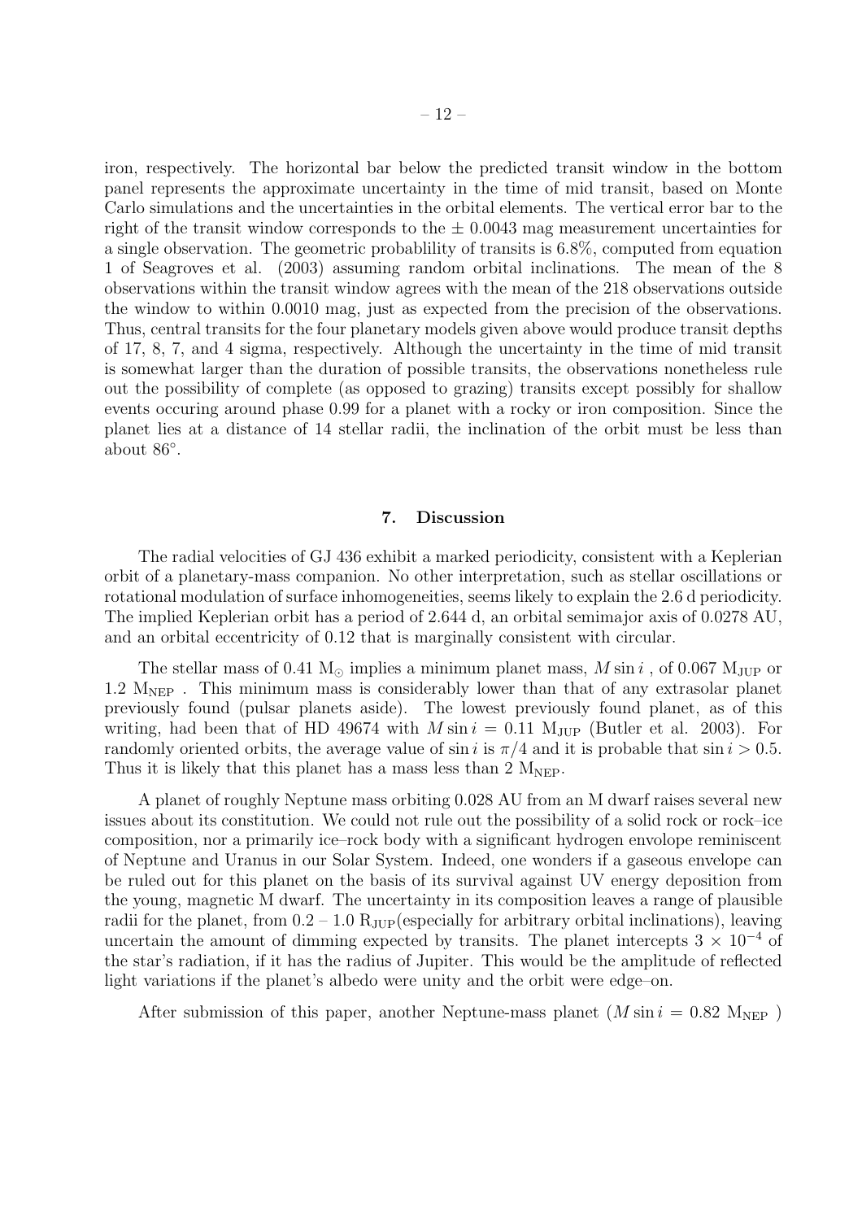iron, respectively. The horizontal bar below the predicted transit window in the bottom panel represents the approximate uncertainty in the time of mid transit, based on Monte Carlo simulations and the uncertainties in the orbital elements. The vertical error bar to the right of the transit window corresponds to the $\pm$ 0.0043 mag measurement uncertainties for a single observation. The geometric probablility of transits is 6.8%, computed from equation 1 of Seagroves et al. (2003) assuming random orbital inclinations. The mean of the 8 observations within the transit window agrees with the mean of the 218 observations outside the window to within 0.0010 mag, just as expected from the precision of the observations. Thus, central transits for the four planetary models given above would produce transit depths of 17, 8, 7, and 4 sigma, respectively. Although the uncertainty in the time of mid transit is somewhat larger than the duration of possible transits, the observations nonetheless rule out the possibility of complete (as opposed to grazing) transits except possibly for shallow events occuring around phase 0.99 for a planet with a rocky or iron composition. Since the planet lies at a distance of 14 stellar radii, the inclination of the orbit must be less than about 86°.

## 7. Discussion

The radial velocities of GJ 436 exhibit a marked periodicity, consistent with a Keplerian orbit of a planetary-mass companion. No other interpretation, such as stellar oscillations or rotational modulation of surface inhomogeneities, seems likely to explain the 2.6 d periodicity. The implied Keplerian orbit has a period of 2.644 d, an orbital semimajor axis of 0.0278 AU, and an orbital eccentricity of 0.12 that is marginally consistent with circular.

The stellar mass of 0.41 $M_\odot$ implies a minimum planet mass, $M \sin i$ , of 0.067 $M_{JUP}$ or 1.2 $M_{NEP}$ . This minimum mass is considerably lower than that of any extrasolar planet previously found (pulsar planets aside). The lowest previously found planet, as of this writing, had been that of HD 49674 with $M \sin i$ = 0.11 $M_{JUP}$ (Butler et al. 2003). For randomly oriented orbits, the average value of $\sin i$ is $\pi/4$ and it is probable that $\sin i > 0.5$. Thus it is likely that this planet has a mass less than 2 $M_{NEP}$.

A planet of roughly Neptune mass orbiting 0.028 AU from an M dwarf raises several new issues about its constitution. We could not rule out the possibility of a solid rock or rock–ice composition, nor a primarily ice–rock body with a significant hydrogen envolope reminiscent of Neptune and Uranus in our Solar System. Indeed, one wonders if a gaseous envelope can be ruled out for this planet on the basis of its survival against UV energy deposition from the young, magnetic M dwarf. The uncertainty in its composition leaves a range of plausible radii for the planet, from 0.2 – 1.0 $R_{JUP}$(especially for arbitrary orbital inclinations), leaving uncertain the amount of dimming expected by transits. The planet intercepts $3 \times 10^{-4}$ of the star's radiation, if it has the radius of Jupiter. This would be the amplitude of reflected light variations if the planet's albedo were unity and the orbit were edge–on.

After submission of this paper, another Neptune-mass planet ($M \sin i$ = 0.82 $M_{NEP}$ )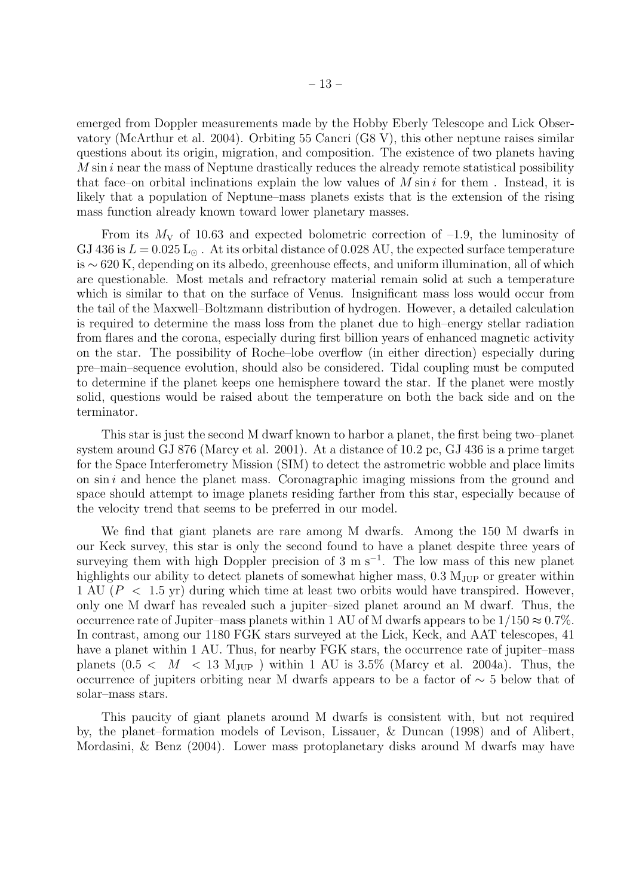emerged from Doppler measurements made by the Hobby Eberly Telescope and Lick Observatory (McArthur et al. 2004). Orbiting 55 Cancri (G8 V), this other neptune raises similar questions about its origin, migration, and composition. The existence of two planets having $M \sin i$ near the mass of Neptune drastically reduces the already remote statistical possibility that face–on orbital inclinations explain the low values of $M \sin i$ for them . Instead, it is likely that a population of Neptune–mass planets exists that is the extension of the rising mass function already known toward lower planetary masses.

From its $M_{\rm V}$ of 10.63 and expected bolometric correction of –1.9, the luminosity of GJ 436 is $L = 0.025\ {\rm L}_{\odot}$ . At its orbital distance of 0.028 AU, the expected surface temperature is $\sim 620$ K, depending on its albedo, greenhouse effects, and uniform illumination, all of which are questionable. Most metals and refractory material remain solid at such a temperature which is similar to that on the surface of Venus. Insignificant mass loss would occur from the tail of the Maxwell–Boltzmann distribution of hydrogen. However, a detailed calculation is required to determine the mass loss from the planet due to high–energy stellar radiation from flares and the corona, especially during first billion years of enhanced magnetic activity on the star. The possibility of Roche–lobe overflow (in either direction) especially during pre–main–sequence evolution, should also be considered. Tidal coupling must be computed to determine if the planet keeps one hemisphere toward the star. If the planet were mostly solid, questions would be raised about the temperature on both the back side and on the terminator.

This star is just the second M dwarf known to harbor a planet, the first being two–planet system around GJ 876 (Marcy et al. 2001). At a distance of 10.2 pc, GJ 436 is a prime target for the Space Interferometry Mission (SIM) to detect the astrometric wobble and place limits on $\sin i$ and hence the planet mass. Coronagraphic imaging missions from the ground and space should attempt to image planets residing farther from this star, especially because of the velocity trend that seems to be preferred in our model.

We find that giant planets are rare among M dwarfs. Among the 150 M dwarfs in our Keck survey, this star is only the second found to have a planet despite three years of surveying them with high Doppler precision of 3 m s$^{-1}$. The low mass of this new planet highlights our ability to detect planets of somewhat higher mass, 0.3 $M_{\rm JUP}$ or greater within 1 AU ($P < 1.5$ yr) during which time at least two orbits would have transpired. However, only one M dwarf has revealed such a jupiter–sized planet around an M dwarf. Thus, the occurrence rate of Jupiter–mass planets within 1 AU of M dwarfs appears to be $1/150 \approx 0.7\%$. In contrast, among our 1180 FGK stars surveyed at the Lick, Keck, and AAT telescopes, 41 have a planet within 1 AU. Thus, for nearby FGK stars, the occurrence rate of jupiter–mass planets ($0.5 < M < 13$ $M_{\rm JUP}$ ) within 1 AU is 3.5% (Marcy et al. 2004a). Thus, the occurrence of jupiters orbiting near M dwarfs appears to be a factor of $\sim 5$ below that of solar–mass stars.

This paucity of giant planets around M dwarfs is consistent with, but not required by, the planet–formation models of Levison, Lissauer, & Duncan (1998) and of Alibert, Mordasini, & Benz (2004). Lower mass protoplanetary disks around M dwarfs may have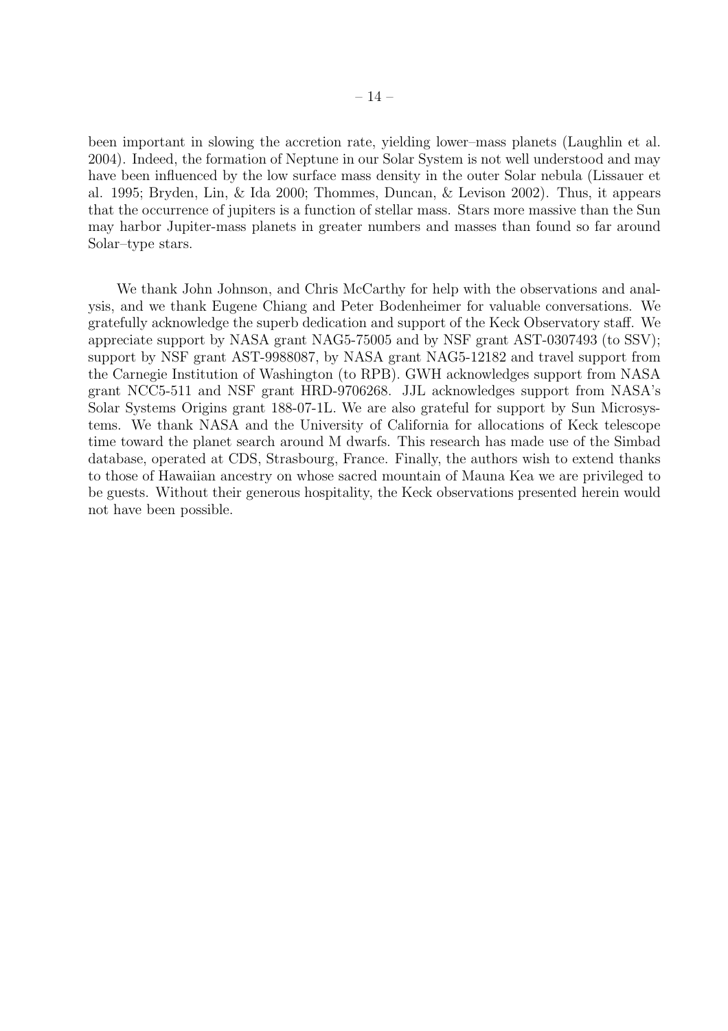been important in slowing the accretion rate, yielding lower–mass planets (Laughlin et al. 2004). Indeed, the formation of Neptune in our Solar System is not well understood and may have been influenced by the low surface mass density in the outer Solar nebula (Lissauer et al. 1995; Bryden, Lin, & Ida 2000; Thommes, Duncan, & Levison 2002). Thus, it appears that the occurrence of jupiters is a function of stellar mass. Stars more massive than the Sun may harbor Jupiter-mass planets in greater numbers and masses than found so far around Solar–type stars.

We thank John Johnson, and Chris McCarthy for help with the observations and analysis, and we thank Eugene Chiang and Peter Bodenheimer for valuable conversations. We gratefully acknowledge the superb dedication and support of the Keck Observatory staff. We appreciate support by NASA grant NAG5-75005 and by NSF grant AST-0307493 (to SSV); support by NSF grant AST-9988087, by NASA grant NAG5-12182 and travel support from the Carnegie Institution of Washington (to RPB). GWH acknowledges support from NASA grant NCC5-511 and NSF grant HRD-9706268. JJL acknowledges support from NASA's Solar Systems Origins grant 188-07-1L. We are also grateful for support by Sun Microsystems. We thank NASA and the University of California for allocations of Keck telescope time toward the planet search around M dwarfs. This research has made use of the Simbad database, operated at CDS, Strasbourg, France. Finally, the authors wish to extend thanks to those of Hawaiian ancestry on whose sacred mountain of Mauna Kea we are privileged to be guests. Without their generous hospitality, the Keck observations presented herein would not have been possible.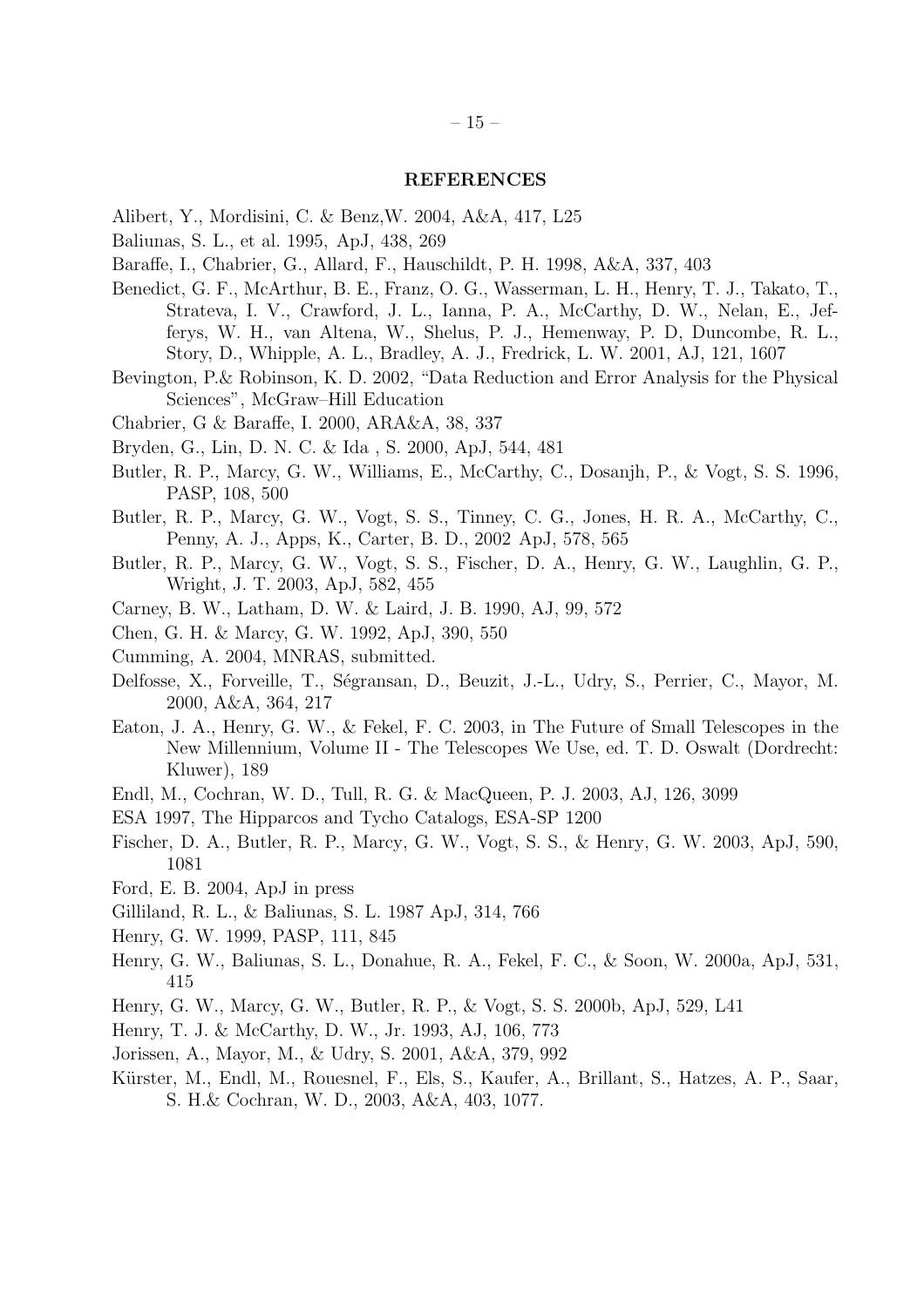## REFERENCES

Alibert, Y., Mordisini, C. & Benz,W. 2004, A&A, 417, L25

Baliunas, S. L., et al. 1995, ApJ, 438, 269

Baraffe, I., Chabrier, G., Allard, F., Hauschildt, P. H. 1998, A&A, 337, 403

Benedict, G. F., McArthur, B. E., Franz, O. G., Wasserman, L. H., Henry, T. J., Takato, T., Strateva, I. V., Crawford, J. L., Ianna, P. A., McCarthy, D. W., Nelan, E., Jefferys, W. H., van Altena, W., Shelus, P. J., Hemenway, P. D, Duncombe, R. L., Story, D., Whipple, A. L., Bradley, A. J., Fredrick, L. W. 2001, AJ, 121, 1607

Bevington, P.& Robinson, K. D. 2002, "Data Reduction and Error Analysis for the Physical Sciences", McGraw–Hill Education

Chabrier, G & Baraffe, I. 2000, ARA&A, 38, 337

Bryden, G., Lin, D. N. C. & Ida , S. 2000, ApJ, 544, 481

Butler, R. P., Marcy, G. W., Williams, E., McCarthy, C., Dosanjh, P., & Vogt, S. S. 1996, PASP, 108, 500

Butler, R. P., Marcy, G. W., Vogt, S. S., Tinney, C. G., Jones, H. R. A., McCarthy, C., Penny, A. J., Apps, K., Carter, B. D., 2002 ApJ, 578, 565

Butler, R. P., Marcy, G. W., Vogt, S. S., Fischer, D. A., Henry, G. W., Laughlin, G. P., Wright, J. T. 2003, ApJ, 582, 455

Carney, B. W., Latham, D. W. & Laird, J. B. 1990, AJ, 99, 572

Chen, G. H. & Marcy, G. W. 1992, ApJ, 390, 550

Cumming, A. 2004, MNRAS, submitted.

Delfosse, X., Forveille, T., Ségransan, D., Beuzit, J.-L., Udry, S., Perrier, C., Mayor, M. 2000, A&A, 364, 217

Eaton, J. A., Henry, G. W., & Fekel, F. C. 2003, in The Future of Small Telescopes in the New Millennium, Volume II - The Telescopes We Use, ed. T. D. Oswalt (Dordrecht: Kluwer), 189

Endl, M., Cochran, W. D., Tull, R. G. & MacQueen, P. J. 2003, AJ, 126, 3099

ESA 1997, The Hipparcos and Tycho Catalogs, ESA-SP 1200

Fischer, D. A., Butler, R. P., Marcy, G. W., Vogt, S. S., & Henry, G. W. 2003, ApJ, 590, 1081

Ford, E. B. 2004, ApJ in press

Gilliland, R. L., & Baliunas, S. L. 1987 ApJ, 314, 766

Henry, G. W. 1999, PASP, 111, 845

Henry, G. W., Baliunas, S. L., Donahue, R. A., Fekel, F. C., & Soon, W. 2000a, ApJ, 531, 415

Henry, G. W., Marcy, G. W., Butler, R. P., & Vogt, S. S. 2000b, ApJ, 529, L41

Henry, T. J. & McCarthy, D. W., Jr. 1993, AJ, 106, 773

Jorissen, A., Mayor, M., & Udry, S. 2001, A&A, 379, 992

Kürster, M., Endl, M., Rouesnel, F., Els, S., Kaufer, A., Brillant, S., Hatzes, A. P., Saar, S. H.& Cochran, W. D., 2003, A&A, 403, 1077.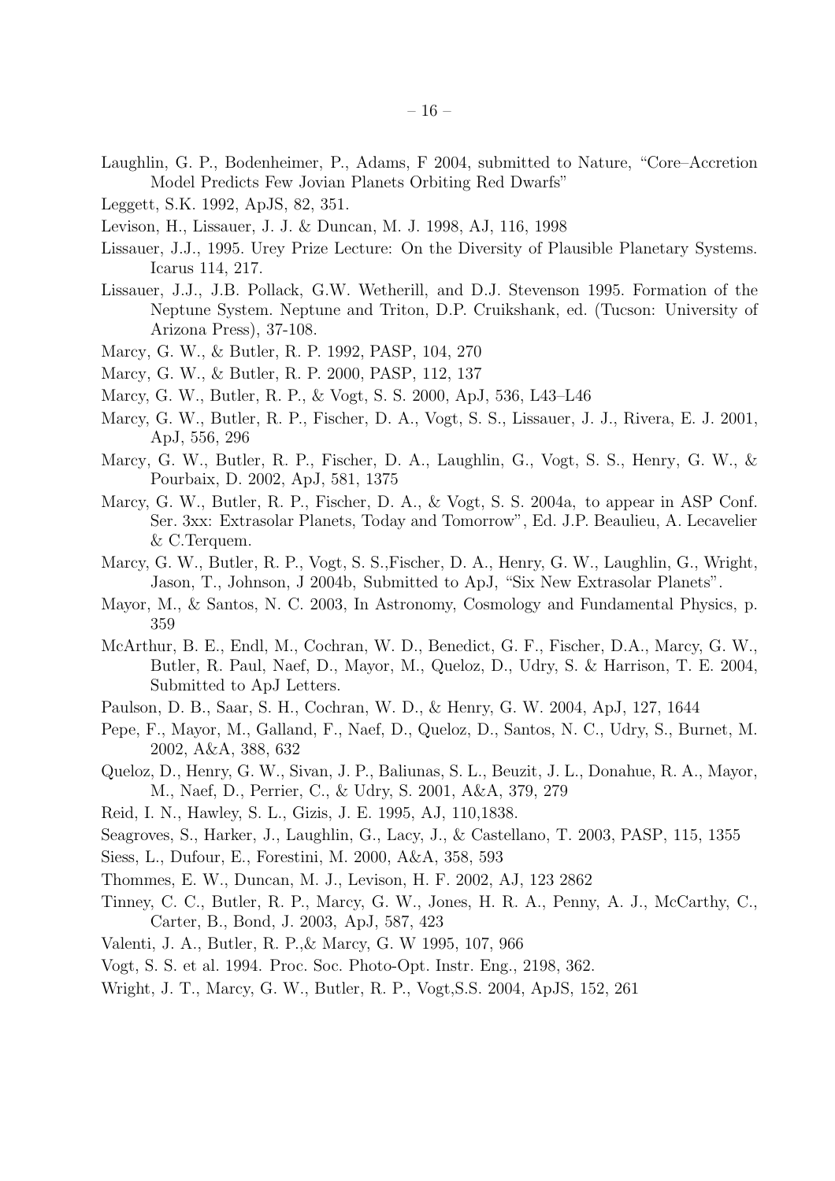Laughlin, G. P., Bodenheimer, P., Adams, F 2004, submitted to Nature, "Core–Accretion Model Predicts Few Jovian Planets Orbiting Red Dwarfs"

Leggett, S.K. 1992, ApJS, 82, 351.

Levison, H., Lissauer, J. J. & Duncan, M. J. 1998, AJ, 116, 1998

Lissauer, J.J., 1995. Urey Prize Lecture: On the Diversity of Plausible Planetary Systems. Icarus 114, 217.

Lissauer, J.J., J.B. Pollack, G.W. Wetherill, and D.J. Stevenson 1995. Formation of the Neptune System. Neptune and Triton, D.P. Cruikshank, ed. (Tucson: University of Arizona Press), 37-108.

Marcy, G. W., & Butler, R. P. 1992, PASP, 104, 270

Marcy, G. W., & Butler, R. P. 2000, PASP, 112, 137

Marcy, G. W., Butler, R. P., & Vogt, S. S. 2000, ApJ, 536, L43–L46

Marcy, G. W., Butler, R. P., Fischer, D. A., Vogt, S. S., Lissauer, J. J., Rivera, E. J. 2001, ApJ, 556, 296

Marcy, G. W., Butler, R. P., Fischer, D. A., Laughlin, G., Vogt, S. S., Henry, G. W., & Pourbaix, D. 2002, ApJ, 581, 1375

Marcy, G. W., Butler, R. P., Fischer, D. A., & Vogt, S. S. 2004a, to appear in ASP Conf. Ser. 3xx: Extrasolar Planets, Today and Tomorrow", Ed. J.P. Beaulieu, A. Lecavelier & C.Terquem.

Marcy, G. W., Butler, R. P., Vogt, S. S.,Fischer, D. A., Henry, G. W., Laughlin, G., Wright, Jason, T., Johnson, J 2004b, Submitted to ApJ, "Six New Extrasolar Planets".

Mayor, M., & Santos, N. C. 2003, In Astronomy, Cosmology and Fundamental Physics, p. 359

McArthur, B. E., Endl, M., Cochran, W. D., Benedict, G. F., Fischer, D.A., Marcy, G. W., Butler, R. Paul, Naef, D., Mayor, M., Queloz, D., Udry, S. & Harrison, T. E. 2004, Submitted to ApJ Letters.

Paulson, D. B., Saar, S. H., Cochran, W. D., & Henry, G. W. 2004, ApJ, 127, 1644

Pepe, F., Mayor, M., Galland, F., Naef, D., Queloz, D., Santos, N. C., Udry, S., Burnet, M. 2002, A&A, 388, 632

Queloz, D., Henry, G. W., Sivan, J. P., Baliunas, S. L., Beuzit, J. L., Donahue, R. A., Mayor, M., Naef, D., Perrier, C., & Udry, S. 2001, A&A, 379, 279

Reid, I. N., Hawley, S. L., Gizis, J. E. 1995, AJ, 110,1838.

Seagroves, S., Harker, J., Laughlin, G., Lacy, J., & Castellano, T. 2003, PASP, 115, 1355

Siess, L., Dufour, E., Forestini, M. 2000, A&A, 358, 593

Thommes, E. W., Duncan, M. J., Levison, H. F. 2002, AJ, 123 2862

Tinney, C. C., Butler, R. P., Marcy, G. W., Jones, H. R. A., Penny, A. J., McCarthy, C., Carter, B., Bond, J. 2003, ApJ, 587, 423

Valenti, J. A., Butler, R. P.,& Marcy, G. W 1995, 107, 966

Vogt, S. S. et al. 1994. Proc. Soc. Photo-Opt. Instr. Eng., 2198, 362.

Wright, J. T., Marcy, G. W., Butler, R. P., Vogt,S.S. 2004, ApJS, 152, 261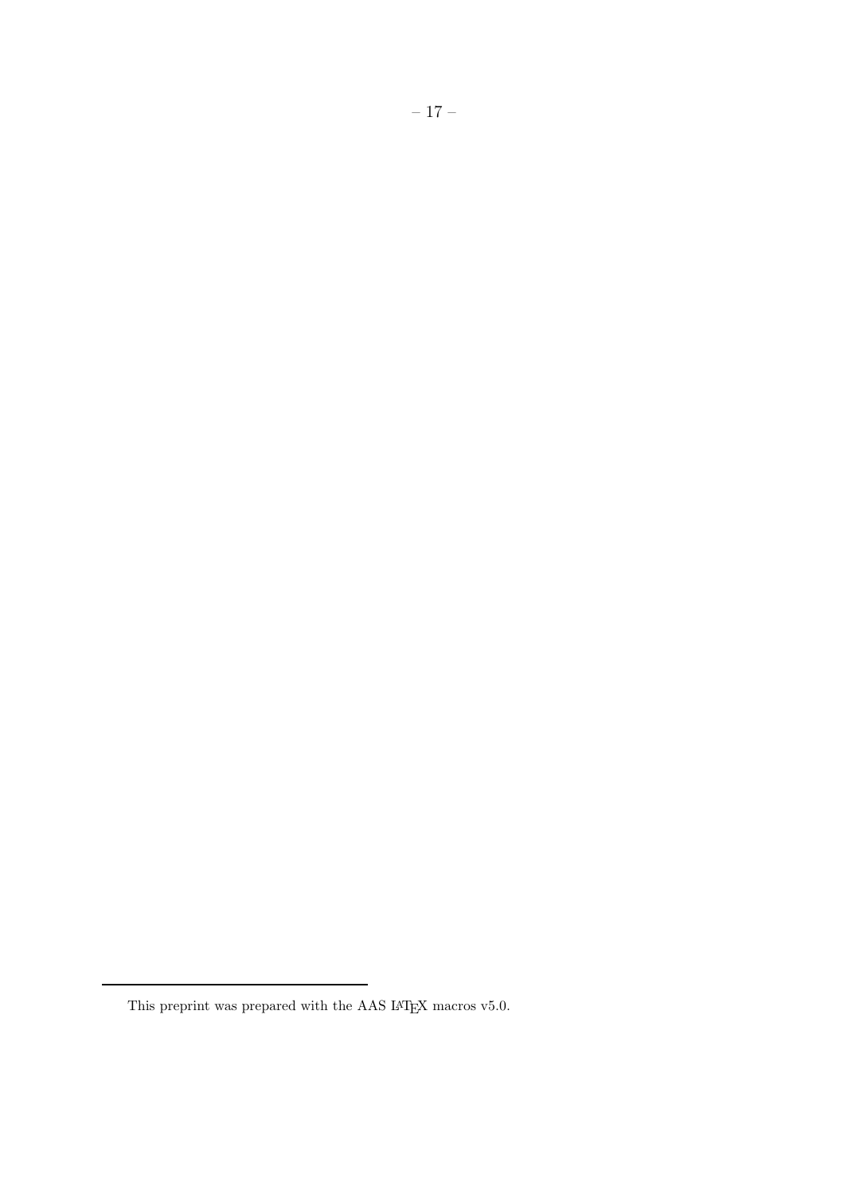This preprint was prepared with the AAS LaTeX macros v5.0.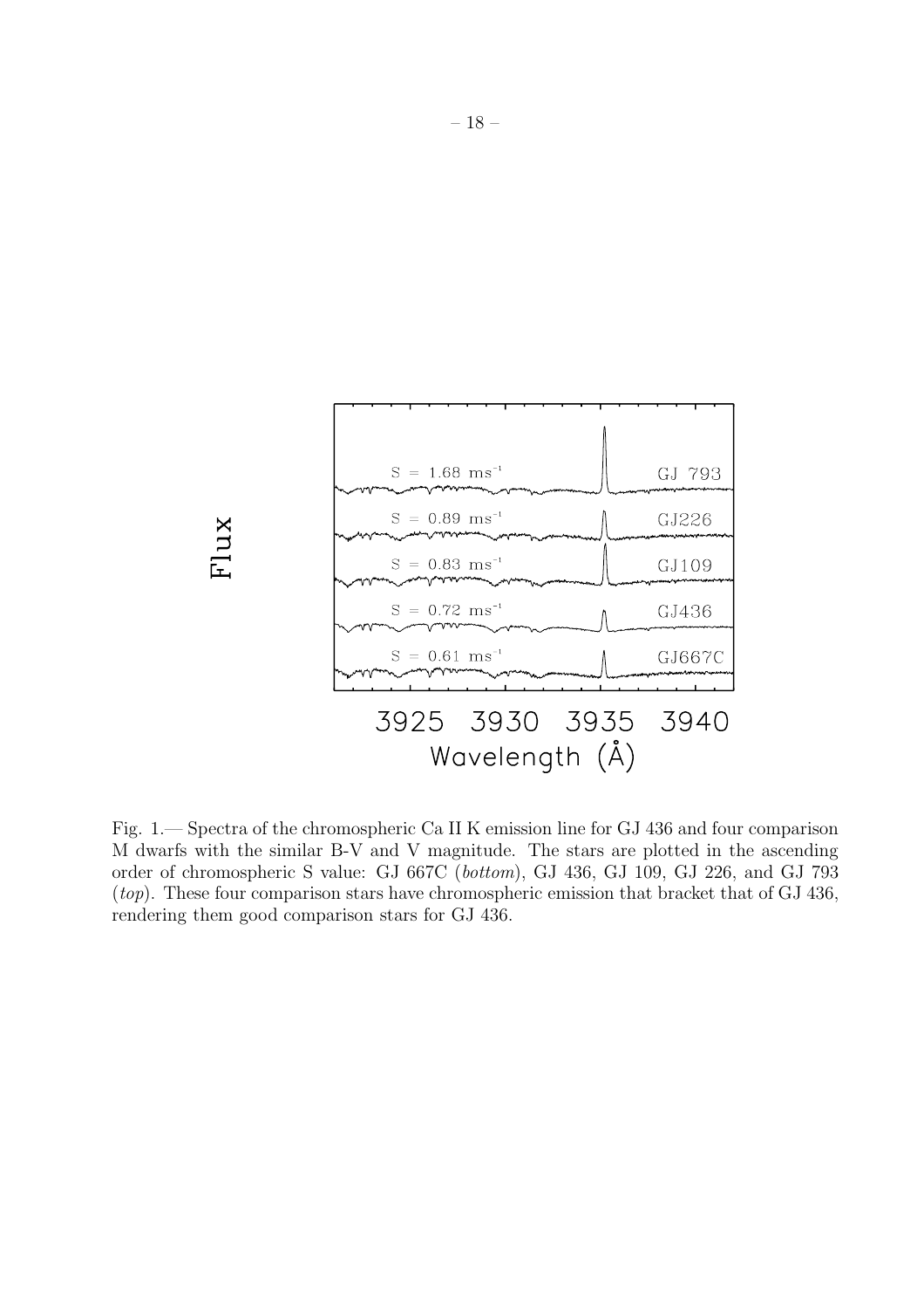Fig. 1.— Spectra of the chromospheric Ca II K emission line for GJ 436 and four comparison M dwarfs with the similar B-V and V magnitude. The stars are plotted in the ascending order of chromospheric S value: GJ 667C (*bottom*), GJ 436, GJ 109, GJ 226, and GJ 793 (*top*). These four comparison stars have chromospheric emission that bracket that of GJ 436, rendering them good comparison stars for GJ 436.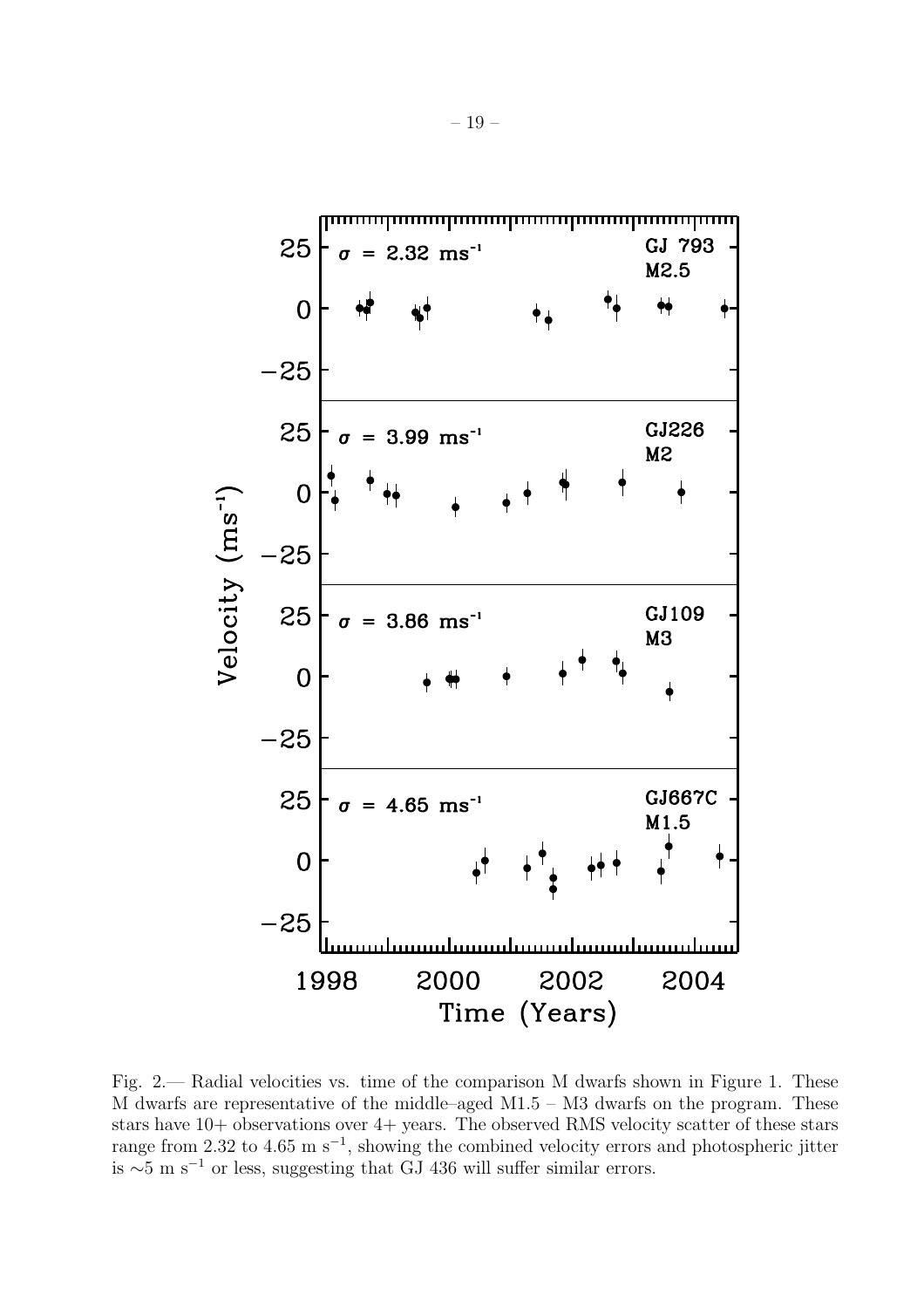Fig. 2.— Radial velocities vs. time of the comparison M dwarfs shown in Figure 1. These M dwarfs are representative of the middle–aged M1.5 – M3 dwarfs on the program. These stars have 10+ observations over 4+ years. The observed RMS velocity scatter of these stars range from 2.32 to 4.65 m $s^{-1}$, showing the combined velocity errors and photospheric jitter is $\sim$5 m $s^{-1}$ or less, suggesting that GJ 436 will suffer similar errors.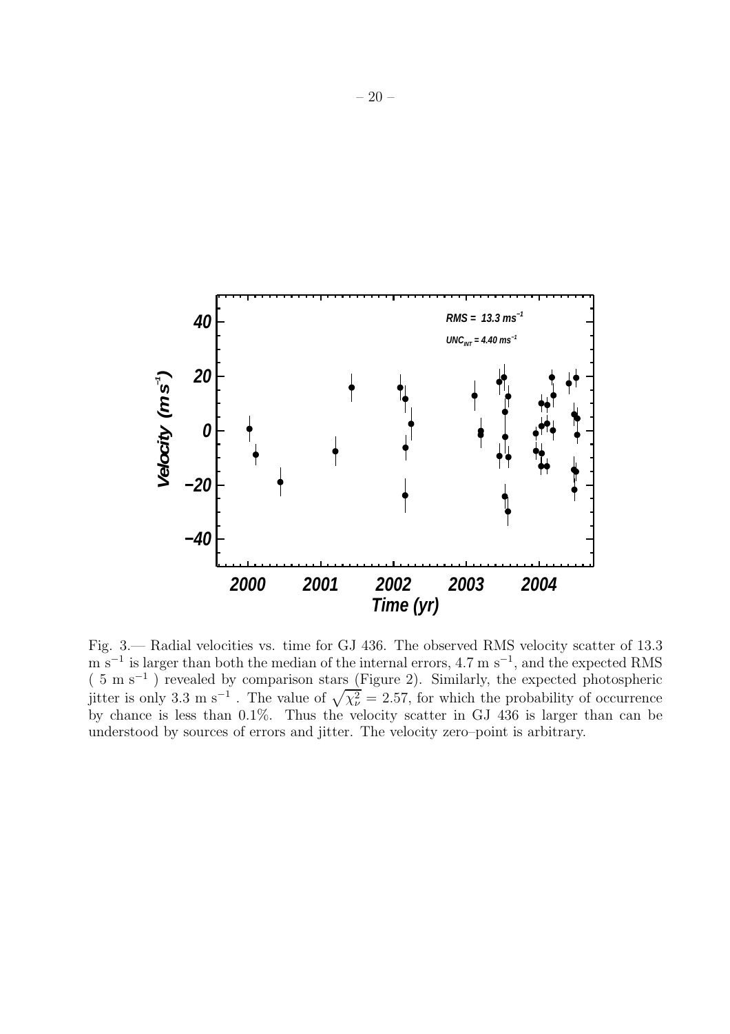Fig. 3.— Radial velocities vs. time for GJ 436. The observed RMS velocity scatter of 13.3 m s$^{-1}$ is larger than both the median of the internal errors, 4.7 m s$^{-1}$, and the expected RMS ( 5 m s$^{-1}$ ) revealed by comparison stars (Figure 2). Similarly, the expected photospheric jitter is only 3.3 m s$^{-1}$ . The value of $\sqrt{\chi^2_\nu} = 2.57$, for which the probability of occurrence by chance is less than 0.1%. Thus the velocity scatter in GJ 436 is larger than can be understood by sources of errors and jitter. The velocity zero–point is arbitrary.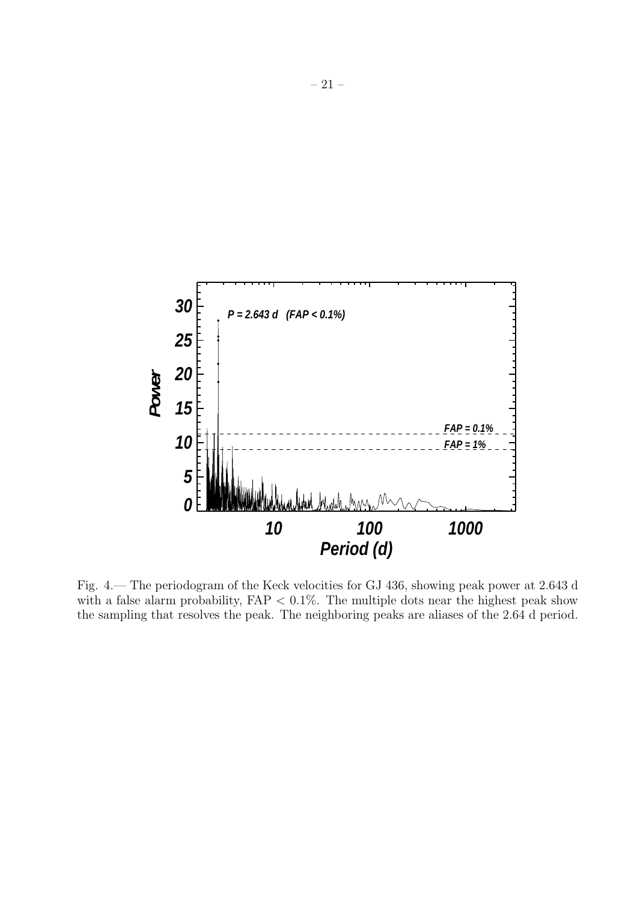Fig. 4.— The periodogram of the Keck velocities for GJ 436, showing peak power at 2.643 d with a false alarm probability, FAP $< 0.1\%$. The multiple dots near the highest peak show the sampling that resolves the peak. The neighboring peaks are aliases of the 2.64 d period.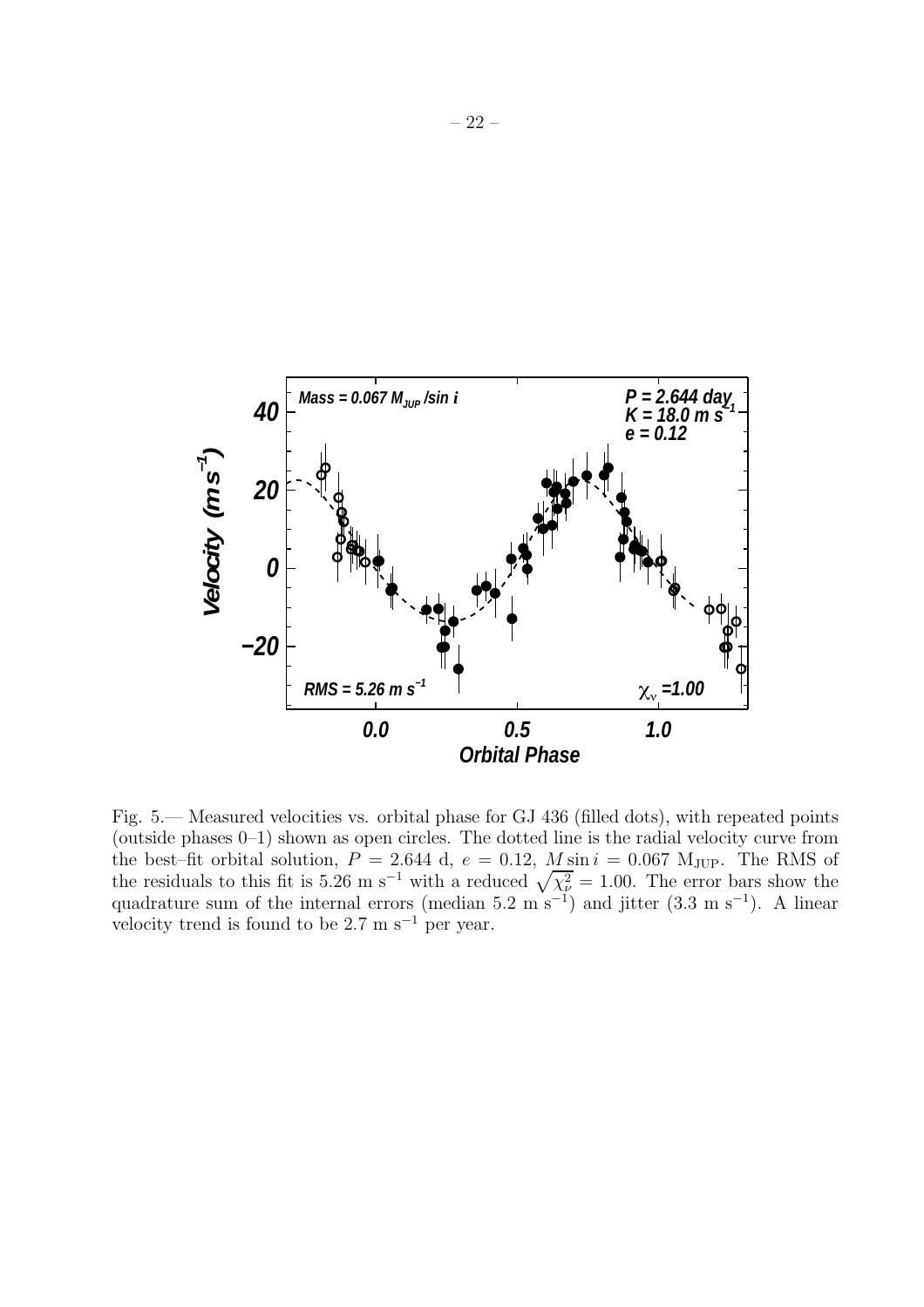Fig. 5.— Measured velocities vs. orbital phase for GJ 436 (filled dots), with repeated points (outside phases 0–1) shown as open circles. The dotted line is the radial velocity curve from the best–fit orbital solution, $P = 2.644$ d, $e = 0.12$, $M \sin i = 0.067$ $M_{JUP}$. The RMS of the residuals to this fit is 5.26 m s$^{-1}$ with a reduced $\sqrt{\chi^2_\nu} = 1.00$. The error bars show the quadrature sum of the internal errors (median 5.2 m s$^{-1}$) and jitter (3.3 m s$^{-1}$). A linear velocity trend is found to be 2.7 m s$^{-1}$ per year.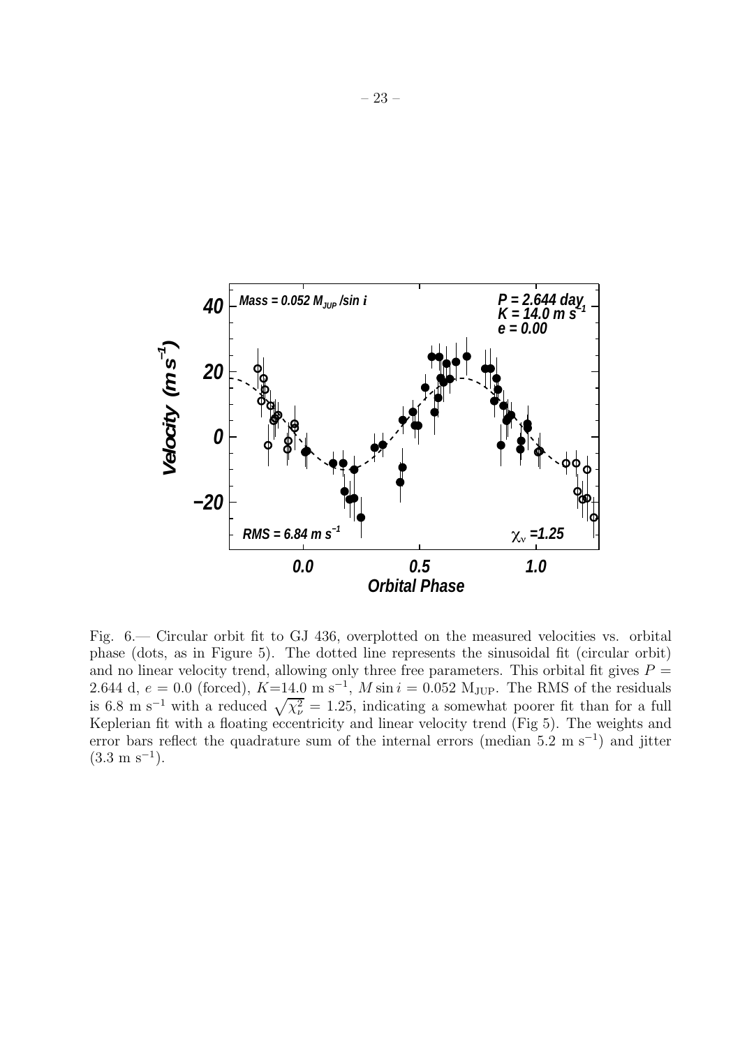Fig. 6.— Circular orbit fit to GJ 436, overplotted on the measured velocities vs. orbital phase (dots, as in Figure 5). The dotted line represents the sinusoidal fit (circular orbit) and no linear velocity trend, allowing only three free parameters. This orbital fit gives $P =$ 2.644 d, $e = 0.0$ (forced), $K$=14.0 m s$^{-1}$, $M \sin i = 0.052$ M$_{\rm JUP}$. The RMS of the residuals is 6.8 m s$^{-1}$ with a reduced $\sqrt{\chi^2_\nu} = 1.25$, indicating a somewhat poorer fit than for a full Keplerian fit with a floating eccentricity and linear velocity trend (Fig 5). The weights and error bars reflect the quadrature sum of the internal errors (median 5.2 m s$^{-1}$) and jitter (3.3 m s$^{-1}$).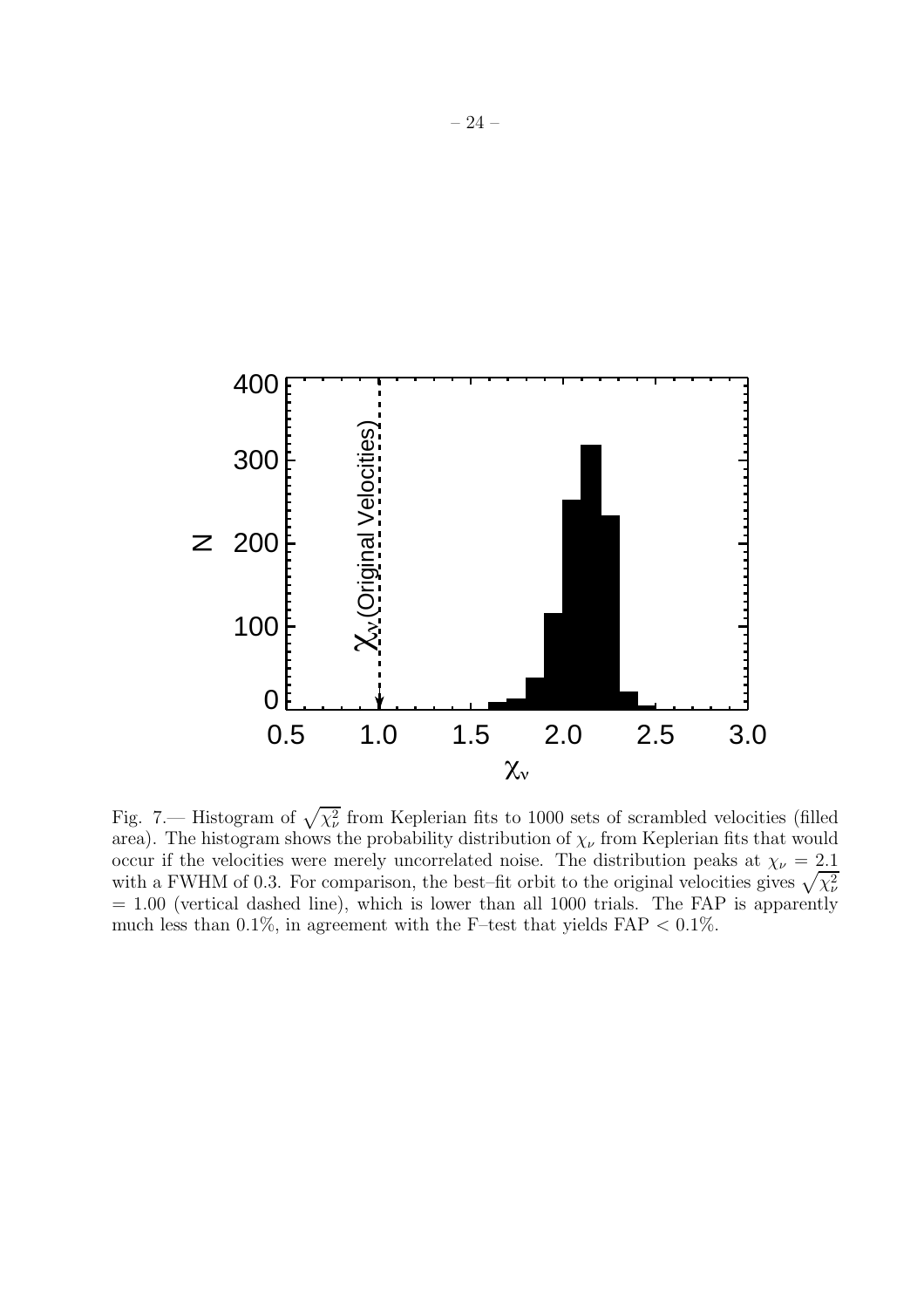Fig. 7.— Histogram of $\sqrt{\chi^2_\nu}$ from Keplerian fits to 1000 sets of scrambled velocities (filled area). The histogram shows the probability distribution of $\chi_\nu$ from Keplerian fits that would occur if the velocities were merely uncorrelated noise. The distribution peaks at $\chi_\nu = 2.1$ with a FWHM of 0.3. For comparison, the best–fit orbit to the original velocities gives $\sqrt{\chi^2_\nu}$ $= 1.00$ (vertical dashed line), which is lower than all 1000 trials. The FAP is apparently much less than 0.1%, in agreement with the F–test that yields FAP $< 0.1\%$.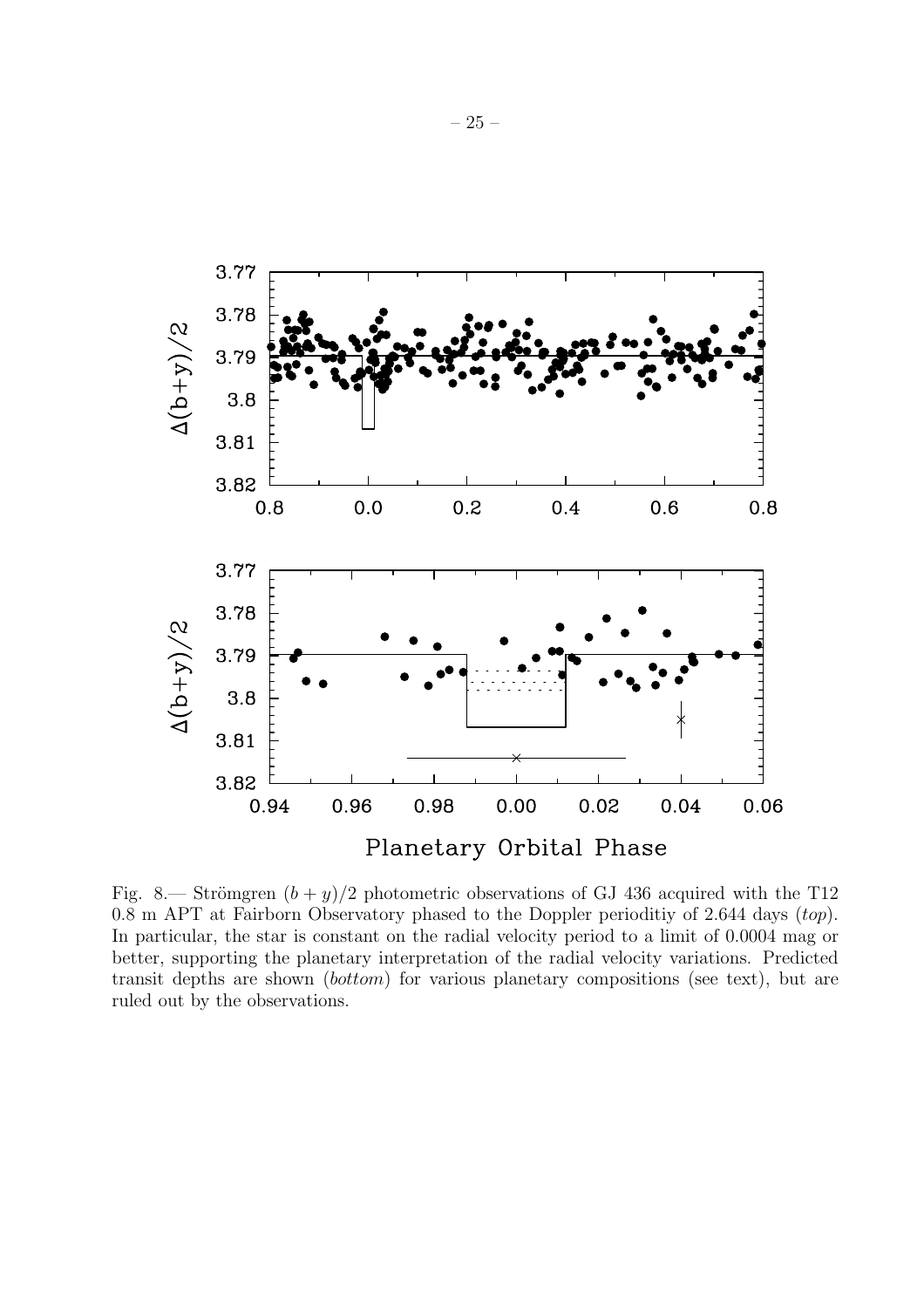Fig. 8.— Strömgren $(b + y)/2$ photometric observations of GJ 436 acquired with the T12 0.8 m APT at Fairborn Observatory phased to the Doppler perioditiy of 2.644 days (*top*). In particular, the star is constant on the radial velocity period to a limit of 0.0004 mag or better, supporting the planetary interpretation of the radial velocity variations. Predicted transit depths are shown (*bottom*) for various planetary compositions (see text), but are ruled out by the observations.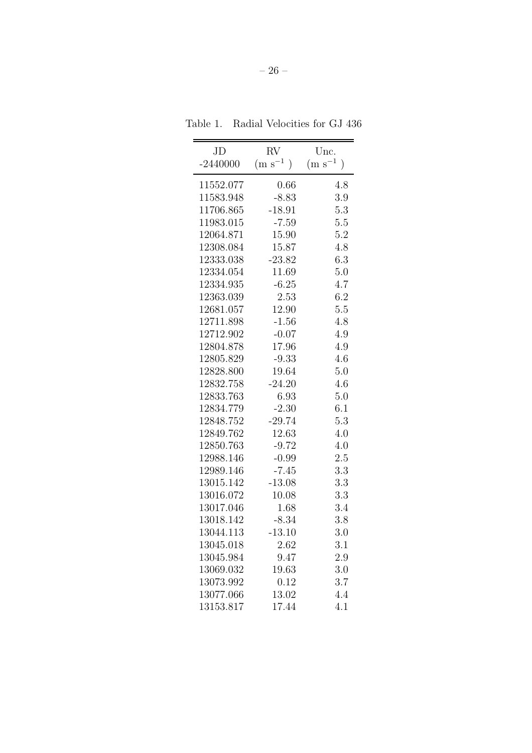Table 1. Radial Velocities for GJ 436

| JD -2440000 | RV ($m s^{-1}$) | Unc. ($m s^{-1}$) |
|---|---|---|
| 11552.077 | 0.66 | 4.8 |
| 11583.948 | -8.83 | 3.9 |
| 11706.865 | -18.91 | 5.3 |
| 11983.015 | -7.59 | 5.5 |
| 12064.871 | 15.90 | 5.2 |
| 12308.084 | 15.87 | 4.8 |
| 12333.038 | -23.82 | 6.3 |
| 12334.054 | 11.69 | 5.0 |
| 12334.935 | -6.25 | 4.7 |
| 12363.039 | 2.53 | 6.2 |
| 12681.057 | 12.90 | 5.5 |
| 12711.898 | -1.56 | 4.8 |
| 12712.902 | -0.07 | 4.9 |
| 12804.878 | 17.96 | 4.9 |
| 12805.829 | -9.33 | 4.6 |
| 12828.800 | 19.64 | 5.0 |
| 12832.758 | -24.20 | 4.6 |
| 12833.763 | 6.93 | 5.0 |
| 12834.779 | -2.30 | 6.1 |
| 12848.752 | -29.74 | 5.3 |
| 12849.762 | 12.63 | 4.0 |
| 12850.763 | -9.72 | 4.0 |
| 12988.146 | -0.99 | 2.5 |
| 12989.146 | -7.45 | 3.3 |
| 13015.142 | -13.08 | 3.3 |
| 13016.072 | 10.08 | 3.3 |
| 13017.046 | 1.68 | 3.4 |
| 13018.142 | -8.34 | 3.8 |
| 13044.113 | -13.10 | 3.0 |
| 13045.018 | 2.62 | 3.1 |
| 13045.984 | 9.47 | 2.9 |
| 13069.032 | 19.63 | 3.0 |
| 13073.992 | 0.12 | 3.7 |
| 13077.066 | 13.02 | 4.4 |
| 13153.817 | 17.44 | 4.1 |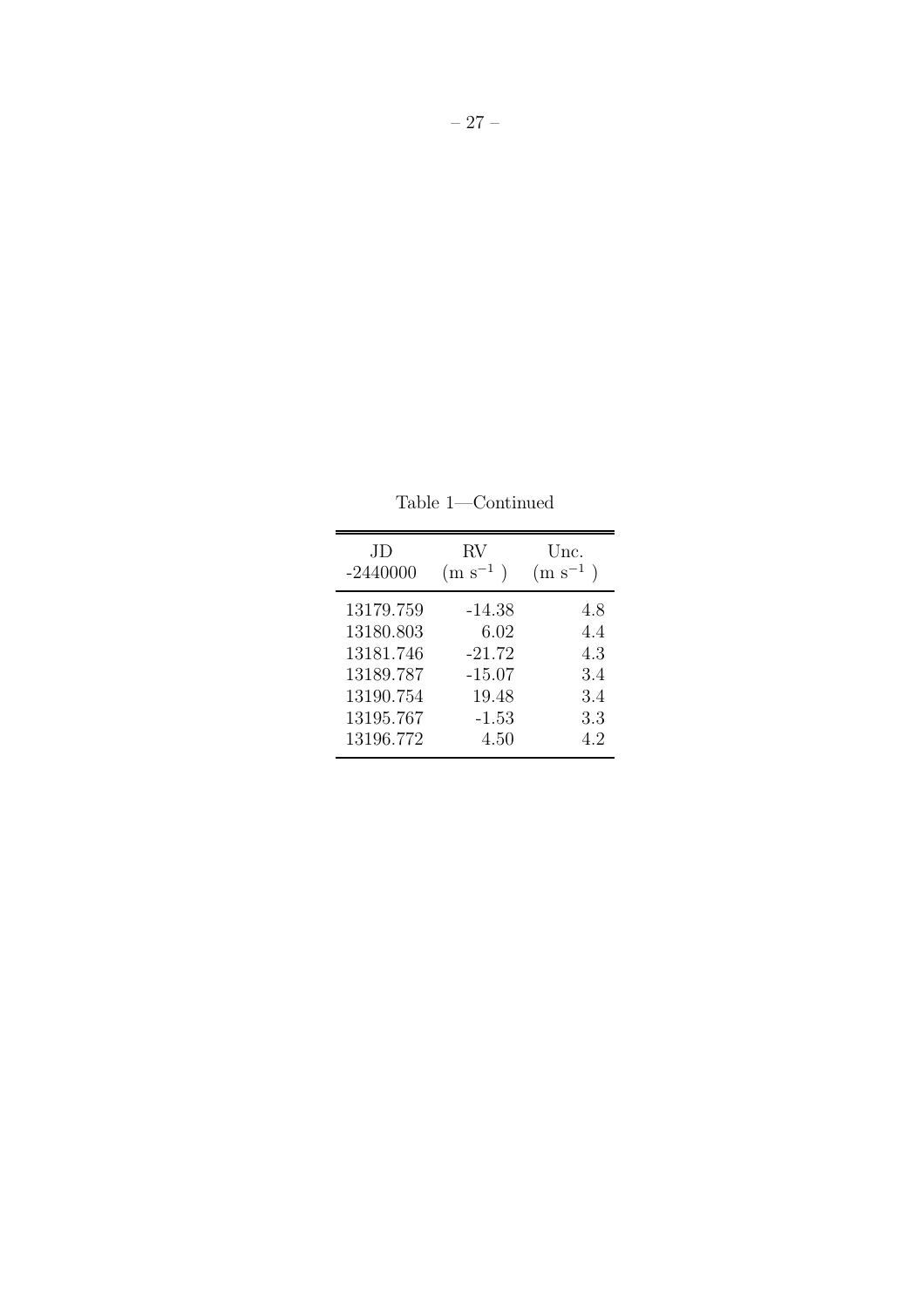Table 1—Continued

| JD -2440000 | RV ($m s^{-1}$) | Unc. ($m s^{-1}$) |
|---|---|---|
| 13179.759 | -14.38 | 4.8 |
| 13180.803 | 6.02 | 4.4 |
| 13181.746 | -21.72 | 4.3 |
| 13189.787 | -15.07 | 3.4 |
| 13190.754 | 19.48 | 3.4 |
| 13195.767 | -1.53 | 3.3 |
| 13196.772 | 4.50 | 4.2 |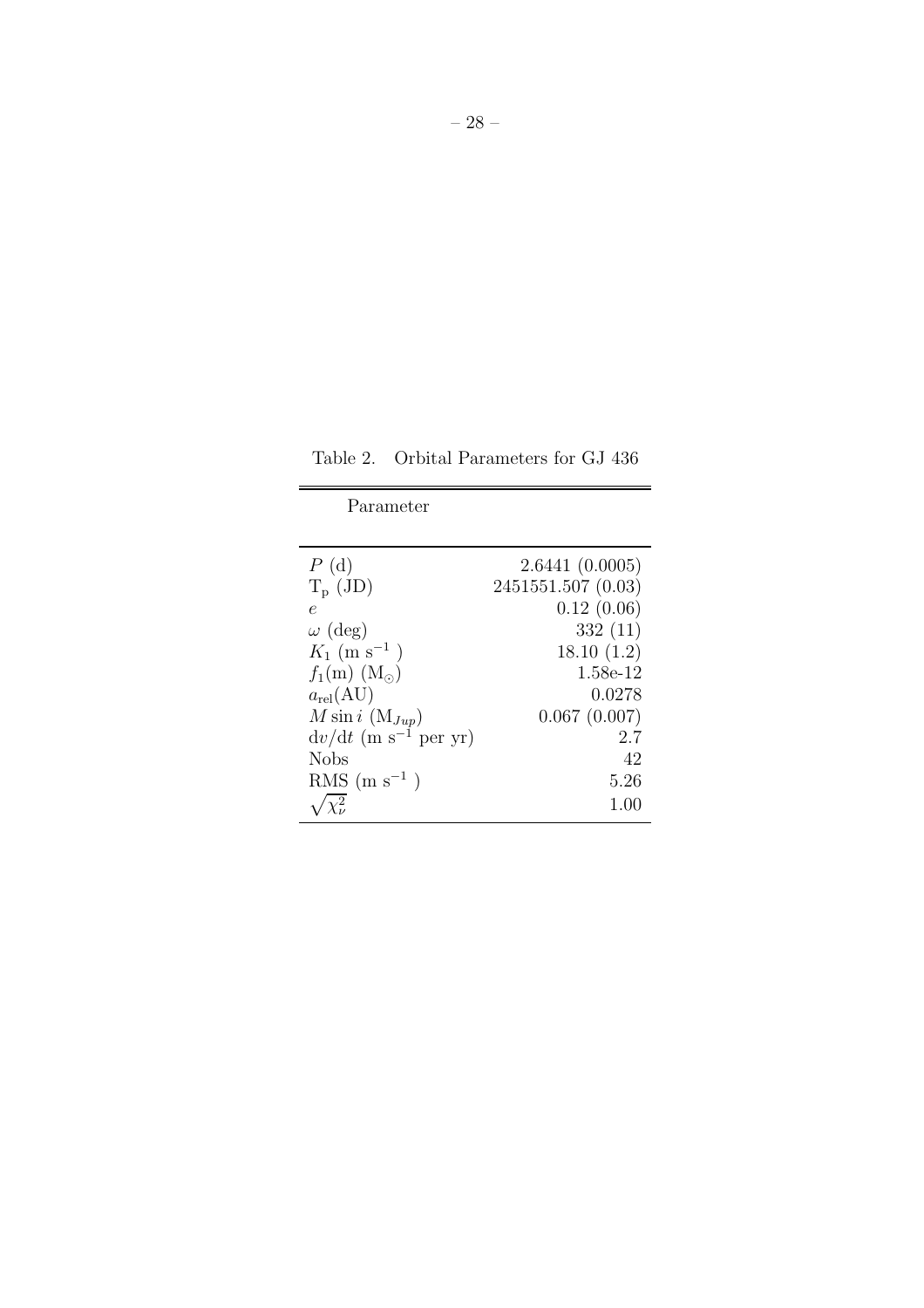Table 2. Orbital Parameters for GJ 436

| Parameter | |
|---|---|
| $P$ (d) | 2.6441 (0.0005) |
| $\mathrm{T_p}$ (JD) | 2451551.507 (0.03) |
| $e$ | 0.12 (0.06) |
| $\omega$ (deg) | 332 (11) |
| $K_1$ (m s$^{-1}$ ) | 18.10 (1.2) |
| $f_1(\mathrm{m})$ ($\mathrm{M_\odot}$) | 1.58e-12 |
| $a_{\mathrm{rel}}$(AU) | 0.0278 |
| $M \sin i$ ($\mathrm{M}_{Jup}$) | 0.067 (0.007) |
| $\mathrm{d}v/\mathrm{d}t$ (m s$^{-1}$ per yr) | 2.7 |
| Nobs | 42 |
| RMS (m s$^{-1}$ ) | 5.26 |
| $\sqrt{\chi^2_\nu}$ | 1.00 |